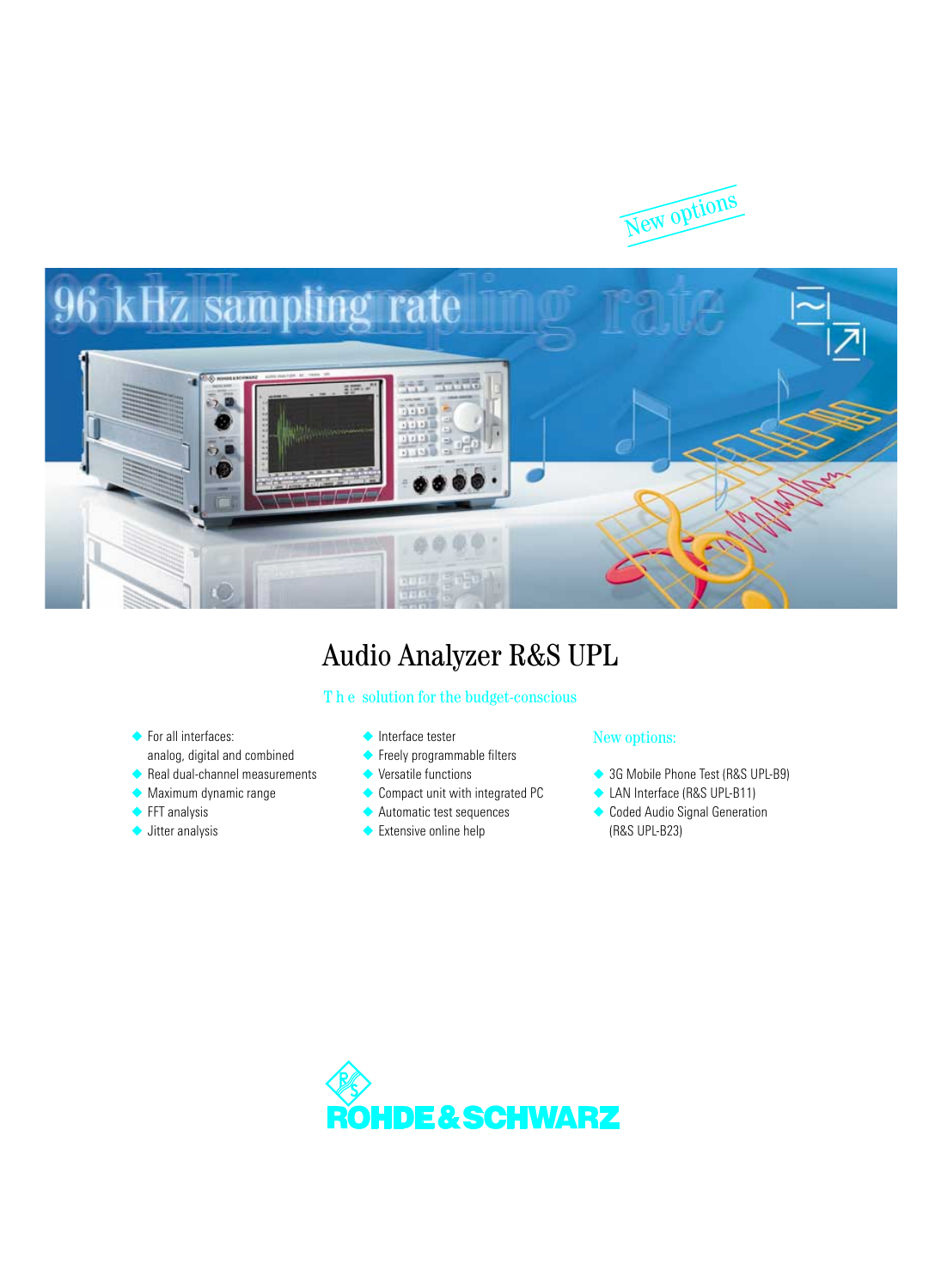New options

# Audio Analyzer R&S UPL

The solution for the budget-conscious

- For all interfaces: analog, digital and combined
- Real dual-channel measurements
- Maximum dynamic range
- FFT analysis
- Jitter analysis
- Interface tester
- Freely programmable filters
- Versatile functions
- Compact unit with integrated PC
- Automatic test sequences
- Extensive online help

New options:

- 3G Mobile Phone Test (R&S UPL-B9)
- LAN Interface (R&S UPL-B11)
- Coded Audio Signal Generation (R&S UPL-B23)

ROHDE&SCHWARZ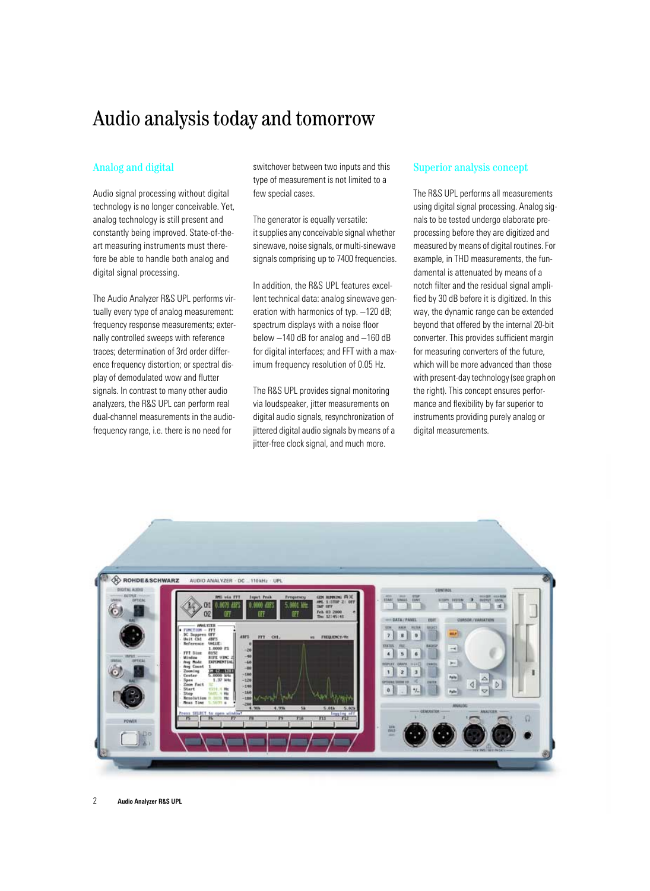# Audio analysis today and tomorrow

## Analog and digital

Audio signal processing without digital technology is no longer conceivable. Yet, analog technology is still present and constantly being improved. State-of-the-art measuring instruments must therefore be able to handle both analog and digital signal processing.

The Audio Analyzer R&S UPL performs virtually every type of analog measurement: frequency response measurements; externally controlled sweeps with reference traces; determination of 3rd order difference frequency distortion; or spectral display of demodulated wow and flutter signals. In contrast to many other audio analyzers, the R&S UPL can perform real dual-channel measurements in the audio-frequency range, i.e. there is no need for switchover between two inputs and this type of measurement is not limited to a few special cases.

The generator is equally versatile: it supplies any conceivable signal whether sinewave, noise signals, or multi-sinewave signals comprising up to 7400 frequencies.

In addition, the R&S UPL features excellent technical data: analog sinewave generation with harmonics of typ. –120 dB; spectrum displays with a noise floor below –140 dB for analog and –160 dB for digital interfaces; and FFT with a maximum frequency resolution of 0.05 Hz.

The R&S UPL provides signal monitoring via loudspeaker, jitter measurements on digital audio signals, resynchronization of jittered digital audio signals by means of a jitter-free clock signal, and much more.

## Superior analysis concept

The R&S UPL performs all measurements using digital signal processing. Analog signals to be tested undergo elaborate pre-processing before they are digitized and measured by means of digital routines. For example, in THD measurements, the fundamental is attenuated by means of a notch filter and the residual signal amplified by 30 dB before it is digitized. In this way, the dynamic range can be extended beyond that offered by the internal 20-bit converter. This provides sufficient margin for measuring converters of the future, which will be more advanced than those with present-day technology (see graph on the right). This concept ensures performance and flexibility by far superior to instruments providing purely analog or digital measurements.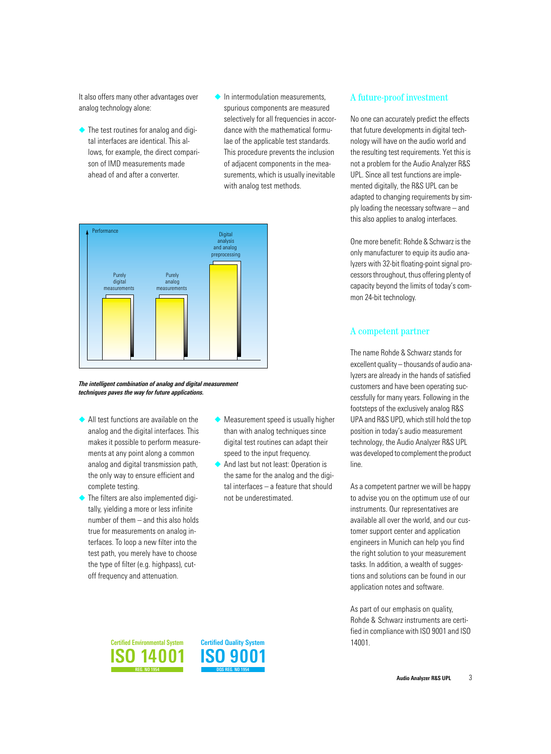It also offers many other advantages over analog technology alone:

- The test routines for analog and digital interfaces are identical. This allows, for example, the direct comparison of IMD measurements made ahead of and after a converter.
- In intermodulation measurements, spurious components are measured selectively for all frequencies in accordance with the mathematical formulae of the applicable test standards. This procedure prevents the inclusion of adjacent components in the measurements, which is usually inevitable with analog test methods.

***The intelligent combination of analog and digital measurement techniques paves the way for future applications.***

- All test functions are available on the analog and the digital interfaces. This makes it possible to perform measurements at any point along a common analog and digital transmission path, the only way to ensure efficient and complete testing.
- The filters are also implemented digitally, yielding a more or less infinite number of them – and this also holds true for measurements on analog interfaces. To loop a new filter into the test path, you merely have to choose the type of filter (e.g. highpass), cutoff frequency and attenuation.
- Measurement speed is usually higher than with analog techniques since digital test routines can adapt their speed to the input frequency.
- And last but not least: Operation is the same for the analog and the digital interfaces – a feature that should not be underestimated.

## A future-proof investment

No one can accurately predict the effects that future developments in digital technology will have on the audio world and the resulting test requirements. Yet this is not a problem for the Audio Analyzer R&S UPL. Since all test functions are implemented digitally, the R&S UPL can be adapted to changing requirements by simply loading the necessary software – and this also applies to analog interfaces.

One more benefit: Rohde & Schwarz is the only manufacturer to equip its audio analyzers with 32-bit floating-point signal processors throughout, thus offering plenty of capacity beyond the limits of today's common 24-bit technology.

## A competent partner

The name Rohde & Schwarz stands for excellent quality – thousands of audio analyzers are already in the hands of satisfied customers and have been operating successfully for many years. Following in the footsteps of the exclusively analog R&S UPA and R&S UPD, which still hold the top position in today's audio measurement technology, the Audio Analyzer R&S UPL was developed to complement the product line.

As a competent partner we will be happy to advise you on the optimum use of our instruments. Our representatives are available all over the world, and our customer support center and application engineers in Munich can help you find the right solution to your measurement tasks. In addition, a wealth of suggestions and solutions can be found in our application notes and software.

As part of our emphasis on quality, Rohde & Schwarz instruments are certified in compliance with ISO 9001 and ISO 14001.

Certified Environmental System **ISO 14001** REG. NO 1954

Certified Quality System **ISO 9001** DQS REG. NO 1954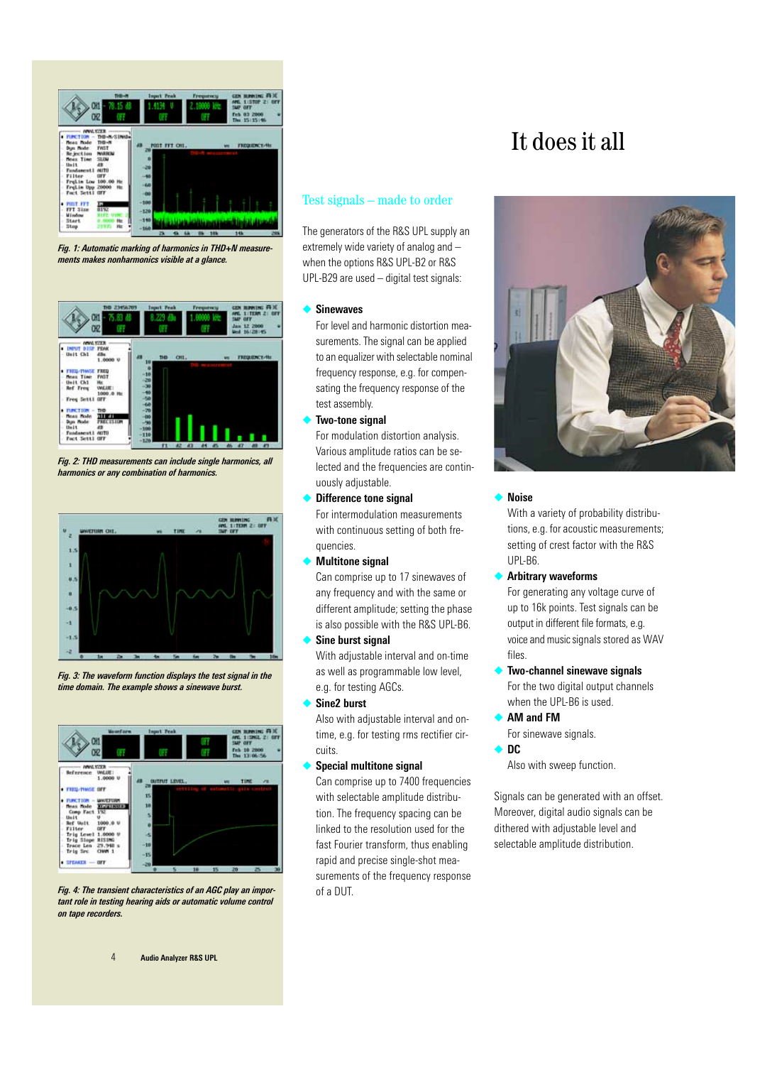# It does it all

Fig. 1: Automatic marking of harmonics in THD+N measurements makes nonharmonics visible at a glance.

Fig. 2: THD measurements can include single harmonics, all harmonics or any combination of harmonics.

Fig. 3: The waveform function displays the test signal in the time domain. The example shows a sinewave burst.

Fig. 4: The transient characteristics of an AGC play an important role in testing hearing aids or automatic volume control on tape recorders.

## Test signals – made to order

The generators of the R&S UPL supply an extremely wide variety of analog and – when the options R&S UPL-B2 or R&S UPL-B29 are used – digital test signals:

- **Sinewaves**
  For level and harmonic distortion measurements. The signal can be applied to an equalizer with selectable nominal frequency response, e.g. for compensating the frequency response of the test assembly.
- **Two-tone signal**
  For modulation distortion analysis. Various amplitude ratios can be selected and the frequencies are continuously adjustable.
- **Difference tone signal**
  For intermodulation measurements with continuous setting of both frequencies.
- **Multitone signal**
  Can comprise up to 17 sinewaves of any frequency and with the same or different amplitude; setting the phase is also possible with the R&S UPL-B6.
- **Sine burst signal**
  With adjustable interval and on-time as well as programmable low level, e.g. for testing AGCs.
- **Sine2 burst**
  Also with adjustable interval and on-time, e.g. for testing rms rectifier circuits.
- **Special multitone signal**
  Can comprise up to 7400 frequencies with selectable amplitude distribution. The frequency spacing can be linked to the resolution used for the fast Fourier transform, thus enabling rapid and precise single-shot measurements of the frequency response of a DUT.
- **Noise**
  With a variety of probability distributions, e.g. for acoustic measurements; setting of crest factor with the R&S UPL-B6.
- **Arbitrary waveforms**
  For generating any voltage curve of up to 16k points. Test signals can be output in different file formats, e.g. voice and music signals stored as WAV files.
- **Two-channel sinewave signals**
  For the two digital output channels when the UPL-B6 is used.
- **AM and FM**
  For sinewave signals.
- **DC**
  Also with sweep function.

Signals can be generated with an offset. Moreover, digital audio signals can be dithered with adjustable level and selectable amplitude distribution.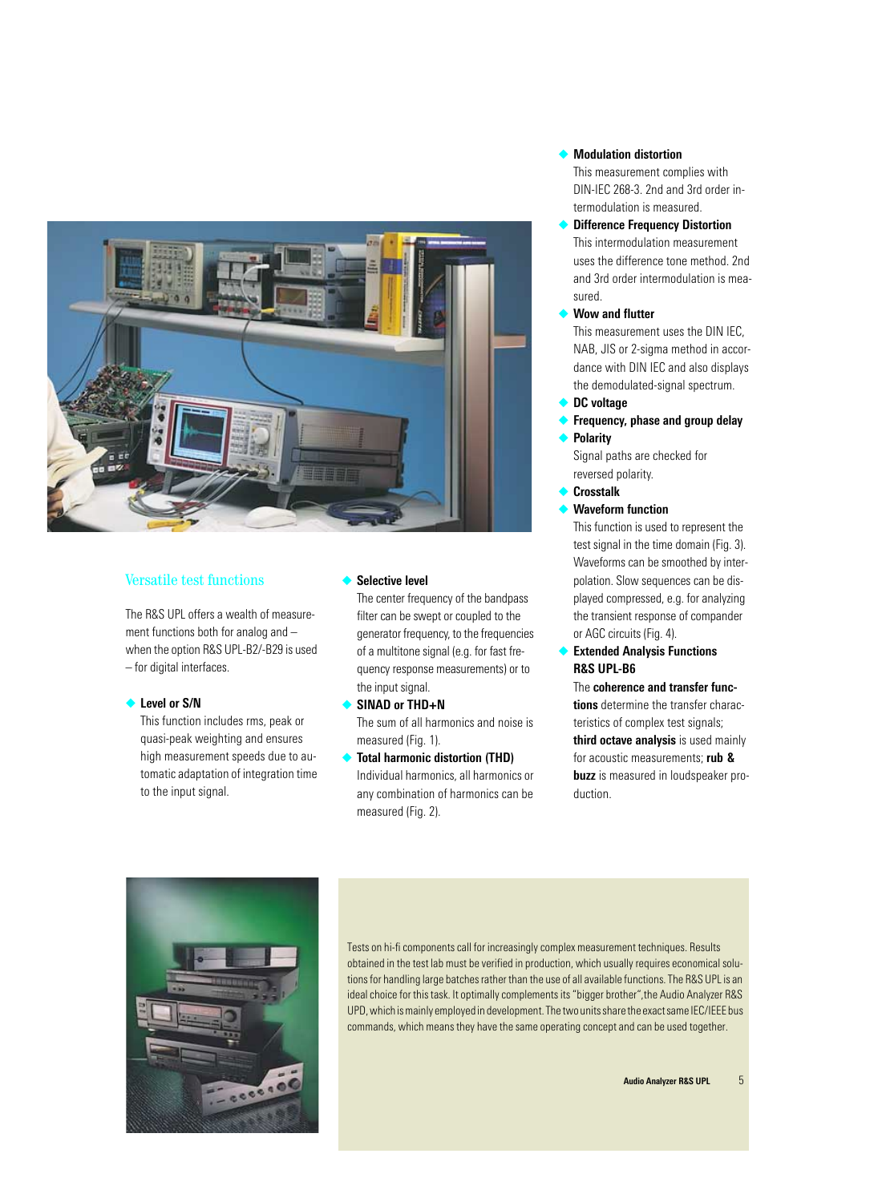## Versatile test functions

The R&S UPL offers a wealth of measurement functions both for analog and – when the option R&S UPL-B2/-B29 is used – for digital interfaces.

- **Level or S/N**
  This function includes rms, peak or quasi-peak weighting and ensures high measurement speeds due to automatic adaptation of integration time to the input signal.
- **Selective level**
  The center frequency of the bandpass filter can be swept or coupled to the generator frequency, to the frequencies of a multitone signal (e.g. for fast frequency response measurements) or to the input signal.
- **SINAD or THD+N**
  The sum of all harmonics and noise is measured (Fig. 1).
- **Total harmonic distortion (THD)**
  Individual harmonics, all harmonics or any combination of harmonics can be measured (Fig. 2).
- **Modulation distortion**
  This measurement complies with DIN-IEC 268-3. 2nd and 3rd order intermodulation is measured.
- **Difference Frequency Distortion**
  This intermodulation measurement uses the difference tone method. 2nd and 3rd order intermodulation is measured.
- **Wow and flutter**
  This measurement uses the DIN IEC, NAB, JIS or 2-sigma method in accordance with DIN IEC and also displays the demodulated-signal spectrum.
- **DC voltage**
- **Frequency, phase and group delay**
- **Polarity**
  Signal paths are checked for reversed polarity.
- **Crosstalk**
- **Waveform function**
  This function is used to represent the test signal in the time domain (Fig. 3). Waveforms can be smoothed by interpolation. Slow sequences can be displayed compressed, e.g. for analyzing the transient response of compander or AGC circuits (Fig. 4).
- **Extended Analysis Functions R&S UPL-B6**
  The **coherence and transfer functions** determine the transfer characteristics of complex test signals; **third octave analysis** is used mainly for acoustic measurements; **rub & buzz** is measured in loudspeaker production.

Tests on hi-fi components call for increasingly complex measurement techniques. Results obtained in the test lab must be verified in production, which usually requires economical solutions for handling large batches rather than the use of all available functions. The R&S UPL is an ideal choice for this task. It optimally complements its "bigger brother", the Audio Analyzer R&S UPD, which is mainly employed in development. The two units share the exact same IEC/IEEE bus commands, which means they have the same operating concept and can be used together.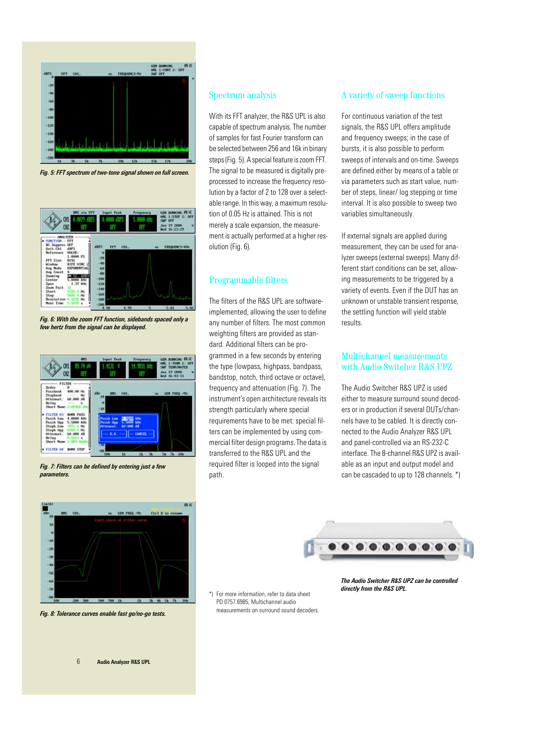Fig. 5: FFT spectrum of two-tone signal shown on full screen.

Fig. 6: With the zoom FFT function, sidebands spaced only a few hertz from the signal can be displayed.

Fig. 7: Filters can be defined by entering just a few parameters.

Fig. 8: Tolerance curves enable fast go/no-go tests.

## Spectrum analysis

With its FFT analyzer, the R&S UPL is also capable of spectrum analysis. The number of samples for fast Fourier transform can be selected between 256 and 16k in binary steps (Fig. 5). A special feature is zoom FFT. The signal to be measured is digitally preprocessed to increase the frequency resolution by a factor of 2 to 128 over a selectable range. In this way, a maximum resolution of 0.05 Hz is attained. This is not merely a scale expansion, the measurement is actually performed at a higher resolution (Fig. 6).

## Programmable filters

The filters of the R&S UPL are software-implemented, allowing the user to define any number of filters. The most common weighting filters are provided as standard. Additional filters can be programmed in a few seconds by entering the type (lowpass, highpass, bandpass, bandstop, notch, third octave or octave), frequency and attenuation (Fig. 7). The instrument's open architecture reveals its strength particularly where special requirements have to be met: special filters can be implemented by using commercial filter design programs. The data is transferred to the R&S UPL and the required filter is looped into the signal path.

## A variety of sweep functions

For continuous variation of the test signals, the R&S UPL offers amplitude and frequency sweeps; in the case of bursts, it is also possible to perform sweeps of intervals and on-time. Sweeps are defined either by means of a table or via parameters such as start value, number of steps, linear/ log stepping or time interval. It is also possible to sweep two variables simultaneously.

If external signals are applied during measurement, they can be used for analyzer sweeps (external sweeps). Many different start conditions can be set, allowing measurements to be triggered by a variety of events. Even if the DUT has an unknown or unstable transient response, the settling function will yield stable results.

## Multichannel measurements with Audio Switcher R&S UPZ

The Audio Switcher R&S UPZ is used either to measure surround sound decoders or in production if several DUTs/channels have to be cabled. It is directly connected to the Audio Analyzer R&S UPL and panel-controlled via an RS-232-C interface. The 8-channel R&S UPZ is available as an input and output model and can be cascaded to up to 128 channels. *)

*The Audio Switcher R&S UPZ can be controlled directly from the R&S UPL.*

*) For more information, refer to data sheet PD 0757.6985, Multichannel audio measurements on surround sound decoders.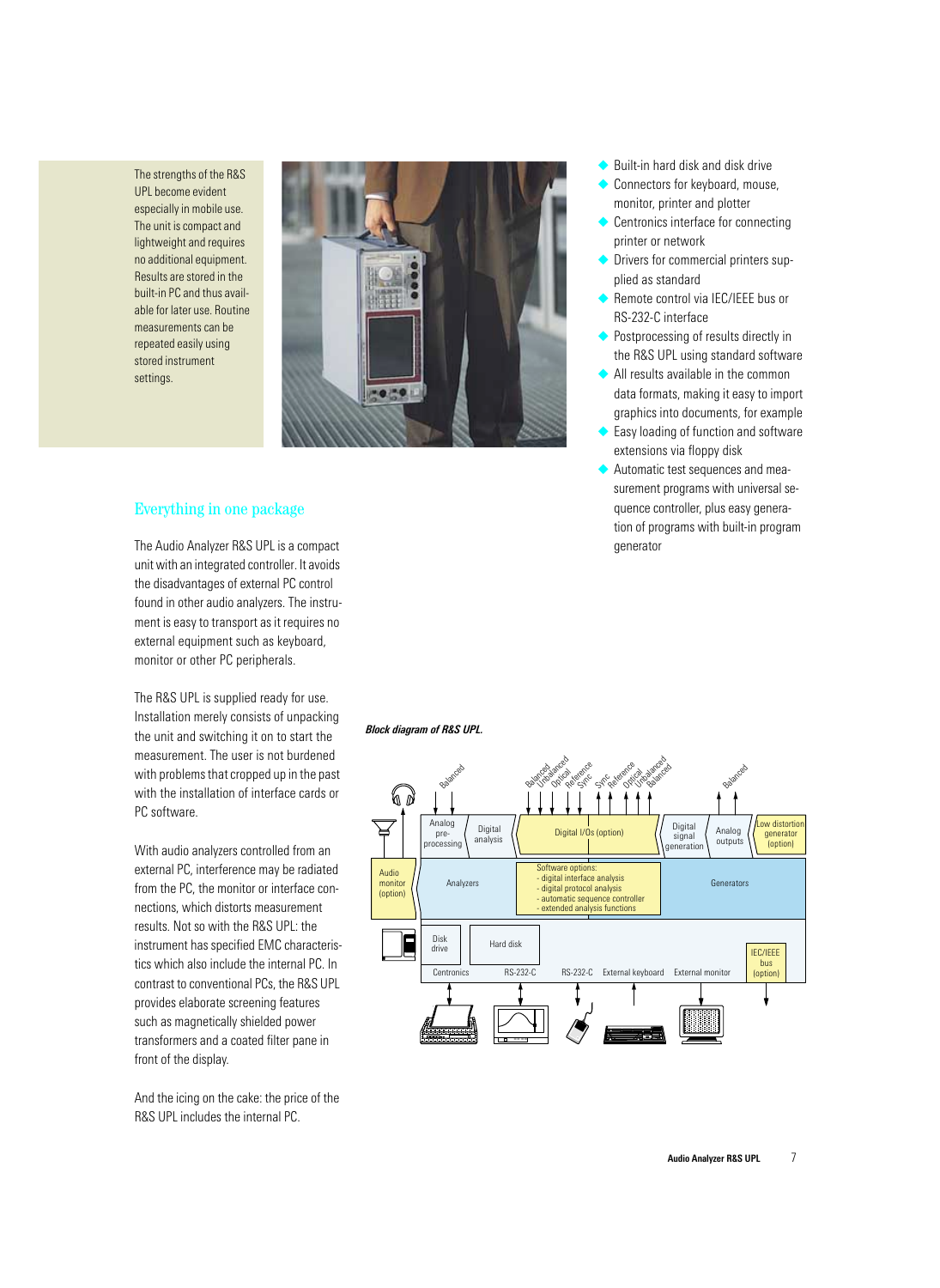The strengths of the R&S UPL become evident especially in mobile use. The unit is compact and lightweight and requires no additional equipment. Results are stored in the built-in PC and thus available for later use. Routine measurements can be repeated easily using stored instrument settings.

## Everything in one package

The Audio Analyzer R&S UPL is a compact unit with an integrated controller. It avoids the disadvantages of external PC control found in other audio analyzers. The instrument is easy to transport as it requires no external equipment such as keyboard, monitor or other PC peripherals.

The R&S UPL is supplied ready for use. Installation merely consists of unpacking the unit and switching it on to start the measurement. The user is not burdened with problems that cropped up in the past with the installation of interface cards or PC software.

With audio analyzers controlled from an external PC, interference may be radiated from the PC, the monitor or interface connections, which distorts measurement results. Not so with the R&S UPL: the instrument has specified EMC characteristics which also include the internal PC. In contrast to conventional PCs, the R&S UPL provides elaborate screening features such as magnetically shielded power transformers and a coated filter pane in front of the display.

And the icing on the cake: the price of the R&S UPL includes the internal PC.

- Built-in hard disk and disk drive
- Connectors for keyboard, mouse, monitor, printer and plotter
- Centronics interface for connecting printer or network
- Drivers for commercial printers supplied as standard
- Remote control via IEC/IEEE bus or RS-232-C interface
- Postprocessing of results directly in the R&S UPL using standard software
- All results available in the common data formats, making it easy to import graphics into documents, for example
- Easy loading of function and software extensions via floppy disk
- Automatic test sequences and measurement programs with universal sequence controller, plus easy generation of programs with built-in program generator

***Block diagram of R&S UPL.***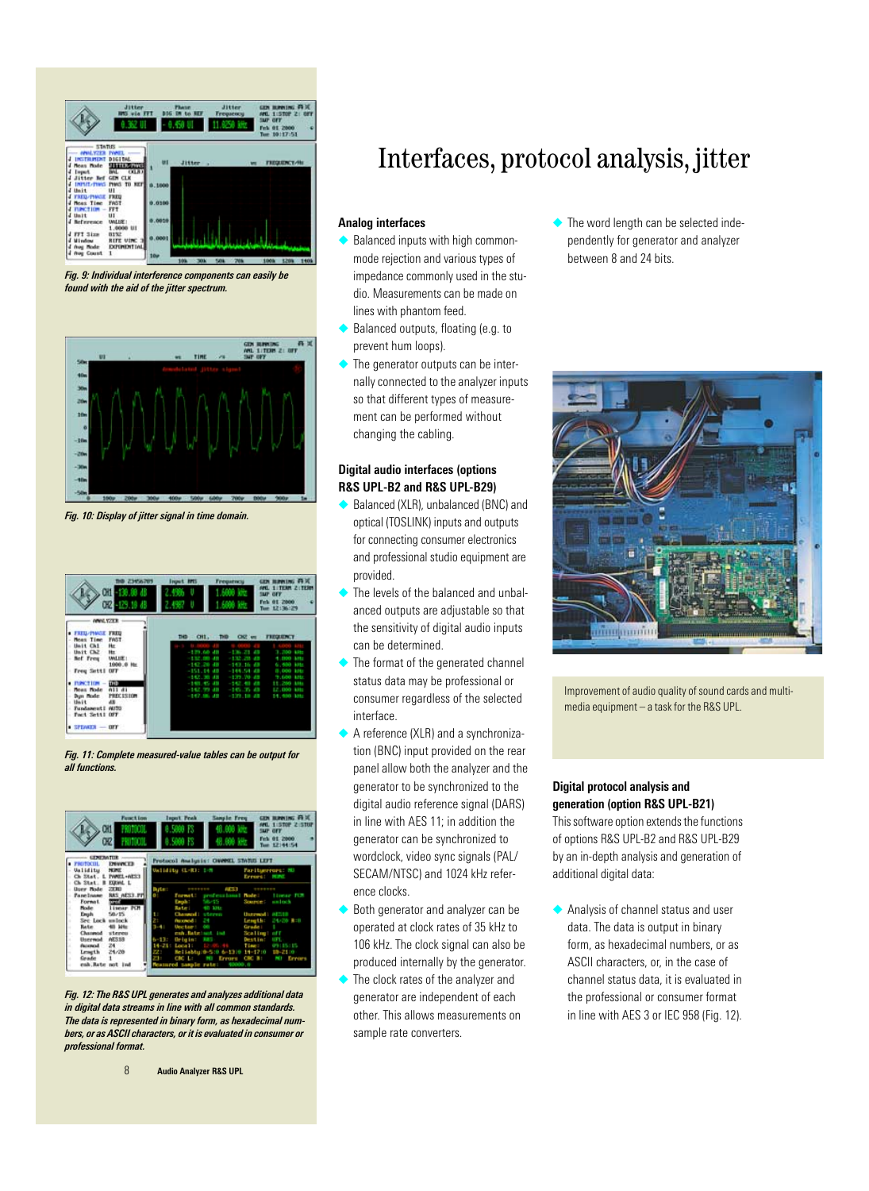# Interfaces, protocol analysis, jitter

Fig. 9: Individual interference components can easily be found with the aid of the jitter spectrum.

Fig. 10: Display of jitter signal in time domain.

Fig. 11: Complete measured-value tables can be output for all functions.

Fig. 12: The R&S UPL generates and analyzes additional data in digital data streams in line with all common standards. The data is represented in binary form, as hexadecimal numbers, or as ASCII characters, or it is evaluated in consumer or professional format.

## Analog interfaces

- Balanced inputs with high common-mode rejection and various types of impedance commonly used in the studio. Measurements can be made on lines with phantom feed.
- Balanced outputs, floating (e.g. to prevent hum loops).
- The generator outputs can be internally connected to the analyzer inputs so that different types of measurement can be performed without changing the cabling.

## Digital audio interfaces (options R&S UPL-B2 and R&S UPL-B29)

- Balanced (XLR), unbalanced (BNC) and optical (TOSLINK) inputs and outputs for connecting consumer electronics and professional studio equipment are provided.
- The levels of the balanced and unbalanced outputs are adjustable so that the sensitivity of digital audio inputs can be determined.
- The format of the generated channel status data may be professional or consumer regardless of the selected interface.
- A reference (XLR) and a synchronization (BNC) input provided on the rear panel allow both the analyzer and the generator to be synchronized to the digital audio reference signal (DARS) in line with AES 11; in addition the generator can be synchronized to wordclock, video sync signals (PAL/SECAM/NTSC) and 1024 kHz reference clocks.
- Both generator and analyzer can be operated at clock rates of 35 kHz to 106 kHz. The clock signal can also be produced internally by the generator.
- The clock rates of the analyzer and generator are independent of each other. This allows measurements on sample rate converters.
- The word length can be selected independently for generator and analyzer between 8 and 24 bits.

Improvement of audio quality of sound cards and multimedia equipment – a task for the R&S UPL.

## Digital protocol analysis and generation (option R&S UPL-B21)

This software option extends the functions of options R&S UPL-B2 and R&S UPL-B29 by an in-depth analysis and generation of additional digital data:

- Analysis of channel status and user data. The data is output in binary form, as hexadecimal numbers, or as ASCII characters, or, in the case of channel status data, it is evaluated in the professional or consumer format in line with AES 3 or IEC 958 (Fig. 12).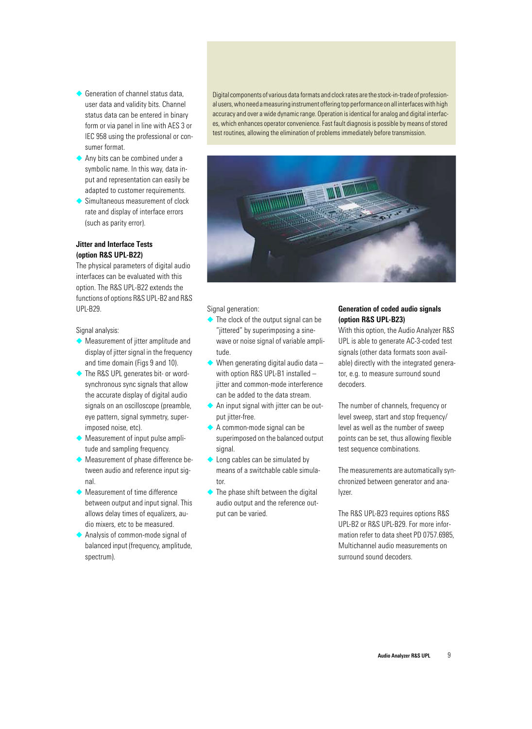- Generation of channel status data, user data and validity bits. Channel status data can be entered in binary form or via panel in line with AES 3 or IEC 958 using the professional or consumer format.
- Any bits can be combined under a symbolic name. In this way, data input and representation can easily be adapted to customer requirements.
- Simultaneous measurement of clock rate and display of interface errors (such as parity error).

**Jitter and Interface Tests (option R&S UPL-B22)**

The physical parameters of digital audio interfaces can be evaluated with this option. The R&S UPL-B22 extends the functions of options R&S UPL-B2 and R&S UPL-B29.

Signal analysis:

- Measurement of jitter amplitude and display of jitter signal in the frequency and time domain (Figs 9 and 10).
- The R&S UPL generates bit- or word-synchronous sync signals that allow the accurate display of digital audio signals on an oscilloscope (preamble, eye pattern, signal symmetry, superimposed noise, etc).
- Measurement of input pulse amplitude and sampling frequency.
- Measurement of phase difference between audio and reference input signal.
- Measurement of time difference between output and input signal. This allows delay times of equalizers, audio mixers, etc to be measured.
- Analysis of common-mode signal of balanced input (frequency, amplitude, spectrum).

Digital components of various data formats and clock rates are the stock-in-trade of professional users, who need a measuring instrument offering top performance on all interfaces with high accuracy and over a wide dynamic range. Operation is identical for analog and digital interfaces, which enhances operator convenience. Fast fault diagnosis is possible by means of stored test routines, allowing the elimination of problems immediately before transmission.

Signal generation:

- The clock of the output signal can be "jittered" by superimposing a sine-wave or noise signal of variable amplitude.
- When generating digital audio data – with option R&S UPL-B1 installed – jitter and common-mode interference can be added to the data stream.
- An input signal with jitter can be output jitter-free.
- A common-mode signal can be superimposed on the balanced output signal.
- Long cables can be simulated by means of a switchable cable simulator.
- The phase shift between the digital audio output and the reference output can be varied.

**Generation of coded audio signals (option R&S UPL-B23)**

With this option, the Audio Analyzer R&S UPL is able to generate AC-3-coded test signals (other data formats soon available) directly with the integrated generator, e.g. to measure surround sound decoders.

The number of channels, frequency or level sweep, start and stop frequency/level as well as the number of sweep points can be set, thus allowing flexible test sequence combinations.

The measurements are automatically synchronized between generator and analyzer.

The R&S UPL-B23 requires options R&S UPL-B2 or R&S UPL-B29. For more information refer to data sheet PD 0757.6985, Multichannel audio measurements on surround sound decoders.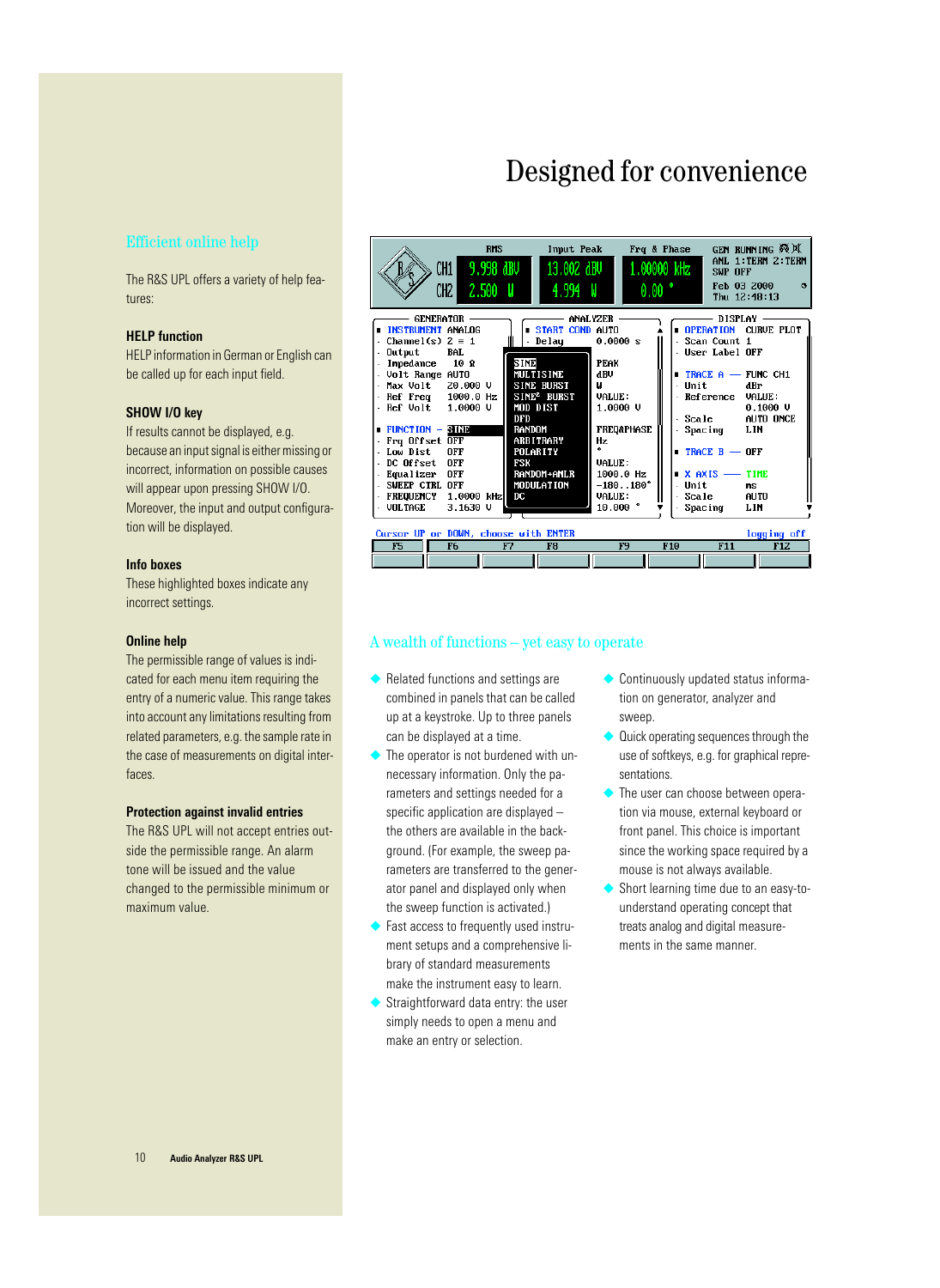# Designed for convenience

## Efficient online help

The R&S UPL offers a variety of help features:

### HELP function

HELP information in German or English can be called up for each input field.

### SHOW I/O key

If results cannot be displayed, e.g. because an input signal is either missing or incorrect, information on possible causes will appear upon pressing SHOW I/O. Moreover, the input and output configuration will be displayed.

### Info boxes

These highlighted boxes indicate any incorrect settings.

### Online help

The permissible range of values is indicated for each menu item requiring the entry of a numeric value. This range takes into account any limitations resulting from related parameters, e.g. the sample rate in the case of measurements on digital interfaces.

### Protection against invalid entries

The R&S UPL will not accept entries outside the permissible range. An alarm tone will be issued and the value changed to the permissible minimum or maximum value.

## A wealth of functions – yet easy to operate

- Related functions and settings are combined in panels that can be called up at a keystroke. Up to three panels can be displayed at a time.
- The operator is not burdened with unnecessary information. Only the parameters and settings needed for a specific application are displayed – the others are available in the background. (For example, the sweep parameters are transferred to the generator panel and displayed only when the sweep function is activated.)
- Fast access to frequently used instrument setups and a comprehensive library of standard measurements make the instrument easy to learn.
- Straightforward data entry: the user simply needs to open a menu and make an entry or selection.
- Continuously updated status information on generator, analyzer and sweep.
- Quick operating sequences through the use of softkeys, e.g. for graphical representations.
- The user can choose between operation via mouse, external keyboard or front panel. This choice is important since the working space required by a mouse is not always available.
- Short learning time due to an easy-to-understand operating concept that treats analog and digital measurements in the same manner.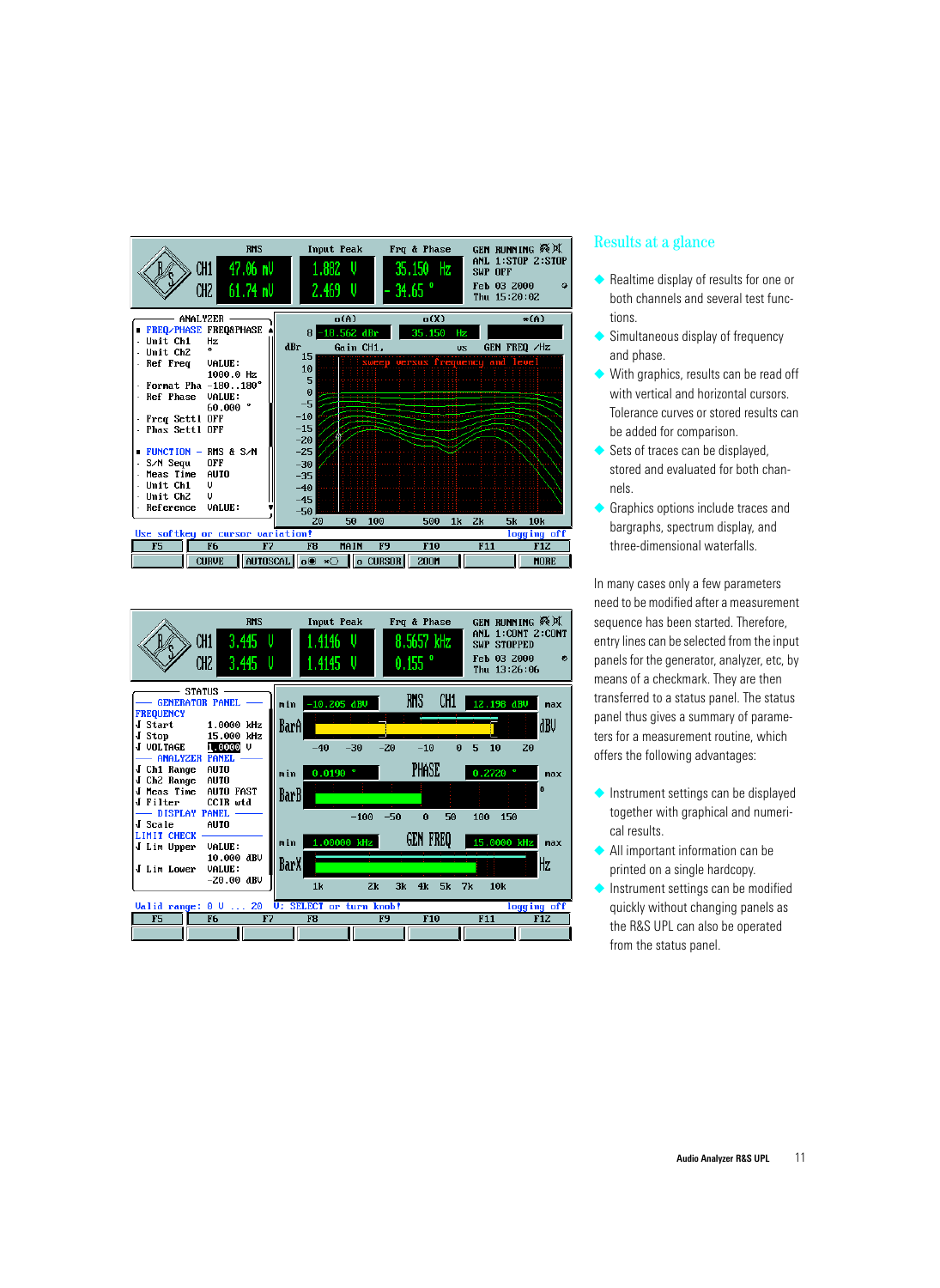## Results at a glance

- Realtime display of results for one or both channels and several test functions.
- Simultaneous display of frequency and phase.
- With graphics, results can be read off with vertical and horizontal cursors. Tolerance curves or stored results can be added for comparison.
- Sets of traces can be displayed, stored and evaluated for both channels.
- Graphics options include traces and bargraphs, spectrum display, and three-dimensional waterfalls.

In many cases only a few parameters need to be modified after a measurement sequence has been started. Therefore, entry lines can be selected from the input panels for the generator, analyzer, etc, by means of a checkmark. They are then transferred to a status panel. The status panel thus gives a summary of parameters for a measurement routine, which offers the following advantages:

- Instrument settings can be displayed together with graphical and numerical results.
- All important information can be printed on a single hardcopy.
- Instrument settings can be modified quickly without changing panels as the R&S UPL can also be operated from the status panel.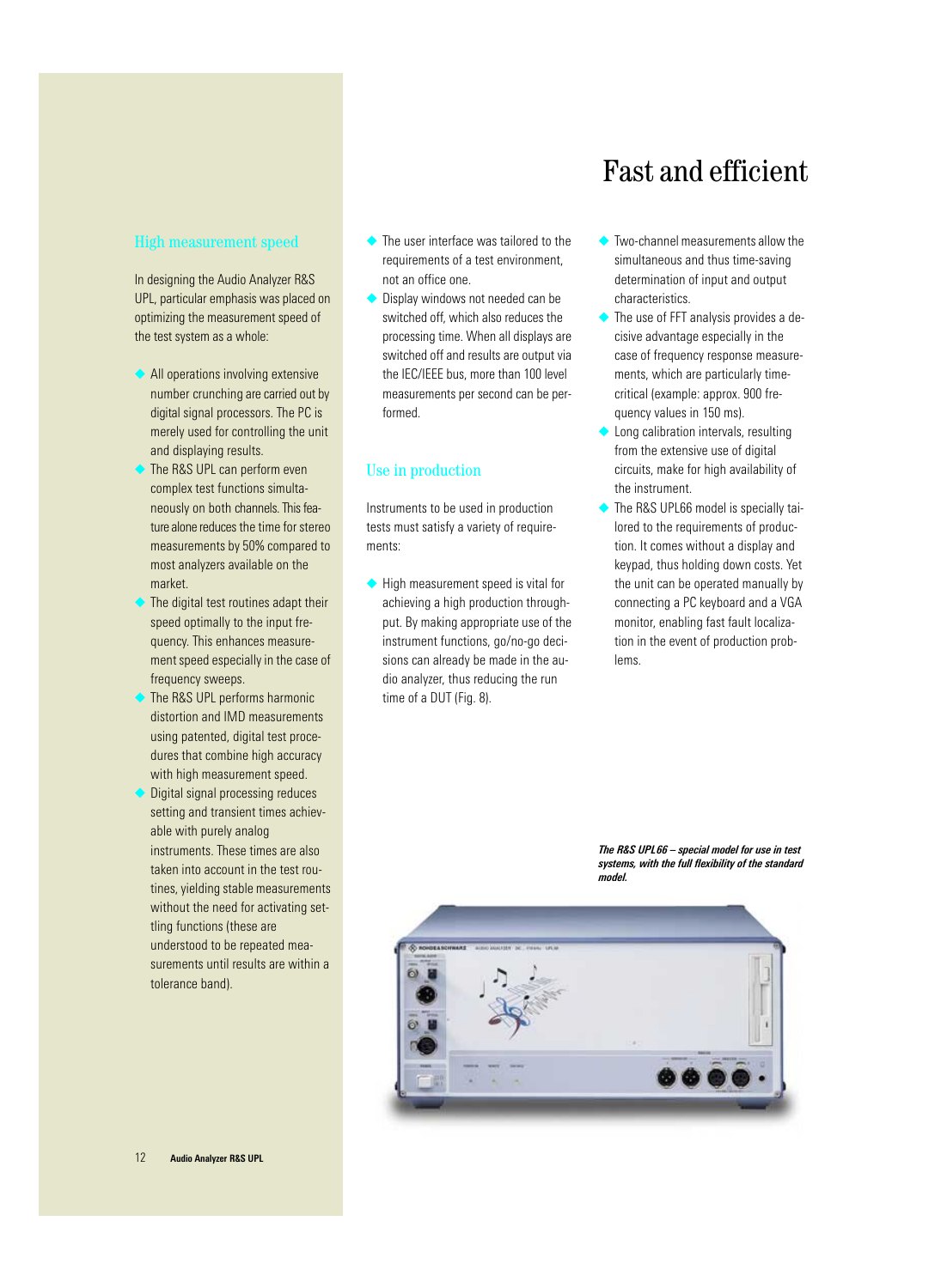# Fast and efficient

## High measurement speed

In designing the Audio Analyzer R&S UPL, particular emphasis was placed on optimizing the measurement speed of the test system as a whole:

- All operations involving extensive number crunching are carried out by digital signal processors. The PC is merely used for controlling the unit and displaying results.
- The R&S UPL can perform even complex test functions simultaneously on both channels. This feature alone reduces the time for stereo measurements by 50% compared to most analyzers available on the market.
- The digital test routines adapt their speed optimally to the input frequency. This enhances measurement speed especially in the case of frequency sweeps.
- The R&S UPL performs harmonic distortion and IMD measurements using patented, digital test procedures that combine high accuracy with high measurement speed.
- Digital signal processing reduces setting and transient times achievable with purely analog instruments. These times are also taken into account in the test routines, yielding stable measurements without the need for activating settling functions (these are understood to be repeated measurements until results are within a tolerance band).
- The user interface was tailored to the requirements of a test environment, not an office one.
- Display windows not needed can be switched off, which also reduces the processing time. When all displays are switched off and results are output via the IEC/IEEE bus, more than 100 level measurements per second can be performed.

## Use in production

Instruments to be used in production tests must satisfy a variety of requirements:

- High measurement speed is vital for achieving a high production throughput. By making appropriate use of the instrument functions, go/no-go decisions can already be made in the audio analyzer, thus reducing the run time of a DUT (Fig. 8).
- Two-channel measurements allow the simultaneous and thus time-saving determination of input and output characteristics.
- The use of FFT analysis provides a decisive advantage especially in the case of frequency response measurements, which are particularly time-critical (example: approx. 900 frequency values in 150 ms).
- Long calibration intervals, resulting from the extensive use of digital circuits, make for high availability of the instrument.
- The R&S UPL66 model is specially tailored to the requirements of production. It comes without a display and keypad, thus holding down costs. Yet the unit can be operated manually by connecting a PC keyboard and a VGA monitor, enabling fast fault localization in the event of production problems.

*The R&S UPL66 – special model for use in test systems, with the full flexibility of the standard model.*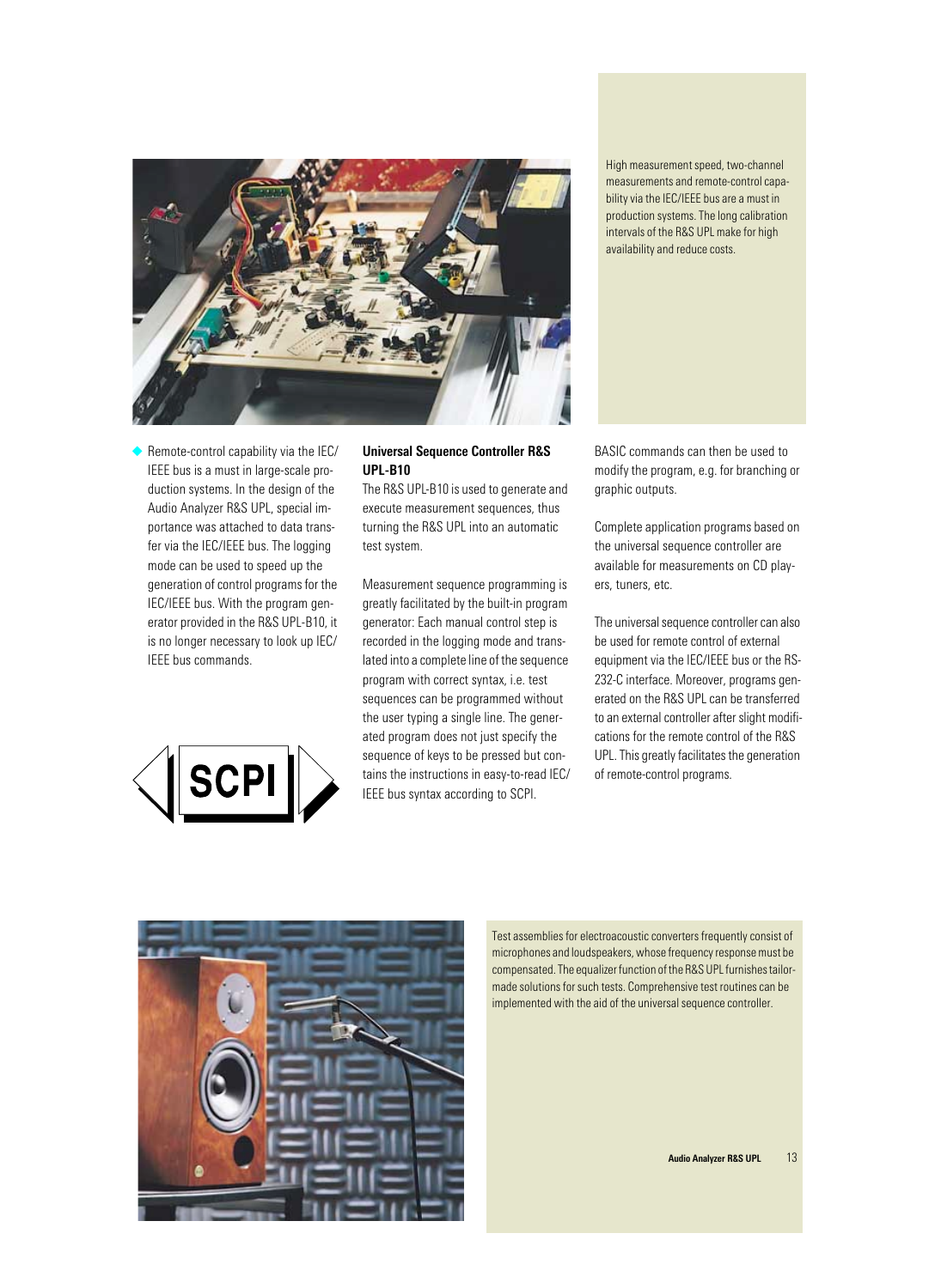High measurement speed, two-channel measurements and remote-control capability via the IEC/IEEE bus are a must in production systems. The long calibration intervals of the R&S UPL make for high availability and reduce costs.

- Remote-control capability via the IEC/IEEE bus is a must in large-scale production systems. In the design of the Audio Analyzer R&S UPL, special importance was attached to data transfer via the IEC/IEEE bus. The logging mode can be used to speed up the generation of control programs for the IEC/IEEE bus. With the program generator provided in the R&S UPL-B10, it is no longer necessary to look up IEC/IEEE bus commands.

**Universal Sequence Controller R&S UPL-B10**

The R&S UPL-B10 is used to generate and execute measurement sequences, thus turning the R&S UPL into an automatic test system.

Measurement sequence programming is greatly facilitated by the built-in program generator: Each manual control step is recorded in the logging mode and translated into a complete line of the sequence program with correct syntax, i.e. test sequences can be programmed without the user typing a single line. The generated program does not just specify the sequence of keys to be pressed but contains the instructions in easy-to-read IEC/IEEE bus syntax according to SCPI.

BASIC commands can then be used to modify the program, e.g. for branching or graphic outputs.

Complete application programs based on the universal sequence controller are available for measurements on CD players, tuners, etc.

The universal sequence controller can also be used for remote control of external equipment via the IEC/IEEE bus or the RS-232-C interface. Moreover, programs generated on the R&S UPL can be transferred to an external controller after slight modifications for the remote control of the R&S UPL. This greatly facilitates the generation of remote-control programs.

Test assemblies for electroacoustic converters frequently consist of microphones and loudspeakers, whose frequency response must be compensated. The equalizer function of the R&S UPL furnishes tailor-made solutions for such tests. Comprehensive test routines can be implemented with the aid of the universal sequence controller.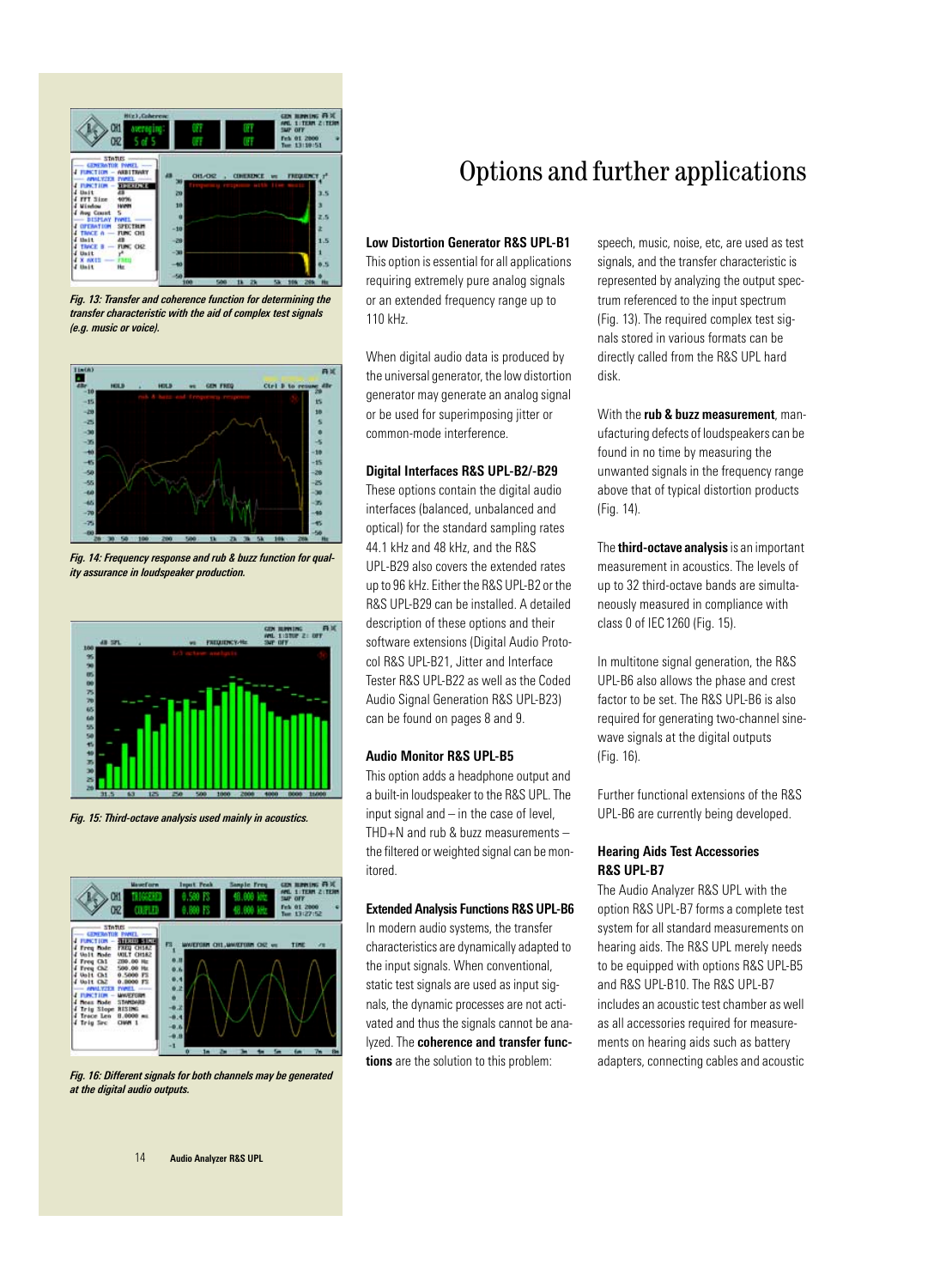*Fig. 13: Transfer and coherence function for determining the transfer characteristic with the aid of complex test signals (e.g. music or voice).*

*Fig. 14: Frequency response and rub & buzz function for quality assurance in loudspeaker production.*

*Fig. 15: Third-octave analysis used mainly in acoustics.*

*Fig. 16: Different signals for both channels may be generated at the digital audio outputs.*

# Options and further applications

### Low Distortion Generator R&S UPL-B1

This option is essential for all applications requiring extremely pure analog signals or an extended frequency range up to 110 kHz.

When digital audio data is produced by the universal generator, the low distortion generator may generate an analog signal or be used for superimposing jitter or common-mode interference.

### Digital Interfaces R&S UPL-B2/-B29

These options contain the digital audio interfaces (balanced, unbalanced and optical) for the standard sampling rates 44.1 kHz and 48 kHz, and the R&S UPL-B29 also covers the extended rates up to 96 kHz. Either the R&S UPL-B2 or the R&S UPL-B29 can be installed. A detailed description of these options and their software extensions (Digital Audio Protocol R&S UPL-B21, Jitter and Interface Tester R&S UPL-B22 as well as the Coded Audio Signal Generation R&S UPL-B23) can be found on pages 8 and 9.

### Audio Monitor R&S UPL-B5

This option adds a headphone output and a built-in loudspeaker to the R&S UPL. The input signal and – in the case of level, THD+N and rub & buzz measurements – the filtered or weighted signal can be monitored.

### Extended Analysis Functions R&S UPL-B6

In modern audio systems, the transfer characteristics are dynamically adapted to the input signals. When conventional, static test signals are used as input signals, the dynamic processes are not activated and thus the signals cannot be analyzed. The **coherence and transfer functions** are the solution to this problem: speech, music, noise, etc, are used as test signals, and the transfer characteristic is represented by analyzing the output spectrum referenced to the input spectrum (Fig. 13). The required complex test signals stored in various formats can be directly called from the R&S UPL hard disk.

With the **rub & buzz measurement**, manufacturing defects of loudspeakers can be found in no time by measuring the unwanted signals in the frequency range above that of typical distortion products (Fig. 14).

The **third-octave analysis** is an important measurement in acoustics. The levels of up to 32 third-octave bands are simultaneously measured in compliance with class 0 of IEC 1260 (Fig. 15).

In multitone signal generation, the R&S UPL-B6 also allows the phase and crest factor to be set. The R&S UPL-B6 is also required for generating two-channel sinewave signals at the digital outputs (Fig. 16).

Further functional extensions of the R&S UPL-B6 are currently being developed.

### Hearing Aids Test Accessories R&S UPL-B7

The Audio Analyzer R&S UPL with the option R&S UPL-B7 forms a complete test system for all standard measurements on hearing aids. The R&S UPL merely needs to be equipped with options R&S UPL-B5 and R&S UPL-B10. The R&S UPL-B7 includes an acoustic test chamber as well as all accessories required for measurements on hearing aids such as battery adapters, connecting cables and acoustic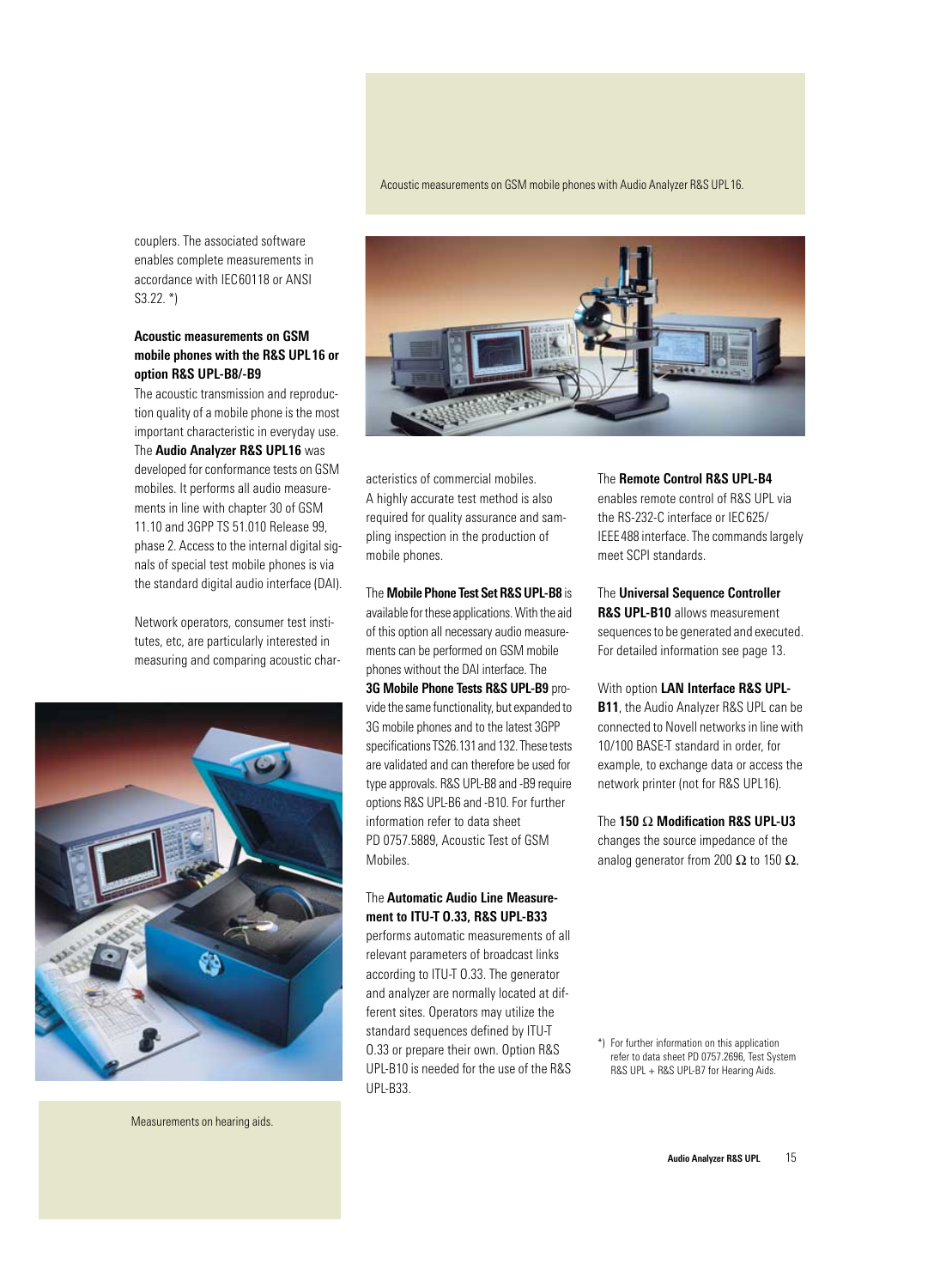couplers. The associated software enables complete measurements in accordance with IEC60118 or ANSI S3.22. *)

### Acoustic measurements on GSM mobile phones with the R&S UPL16 or option R&S UPL-B8/-B9

The acoustic transmission and reproduction quality of a mobile phone is the most important characteristic in everyday use. The **Audio Analyzer R&S UPL16** was developed for conformance tests on GSM mobiles. It performs all audio measurements in line with chapter 30 of GSM 11.10 and 3GPP TS 51.010 Release 99, phase 2. Access to the internal digital signals of special test mobile phones is via the standard digital audio interface (DAI).

Network operators, consumer test institutes, etc, are particularly interested in measuring and comparing acoustic characteristics of commercial mobiles. A highly accurate test method is also required for quality assurance and sampling inspection in the production of mobile phones.

Measurements on hearing aids.

Acoustic measurements on GSM mobile phones with Audio Analyzer R&S UPL16.

The **Mobile Phone Test Set R&S UPL-B8** is available for these applications. With the aid of this option all necessary audio measurements can be performed on GSM mobile phones without the DAI interface. The **3G Mobile Phone Tests R&S UPL-B9** provide the same functionality, but expanded to 3G mobile phones and to the latest 3GPP specifications TS26.131 and 132. These tests are validated and can therefore be used for type approvals. R&S UPL-B8 and -B9 require options R&S UPL-B6 and -B10. For further information refer to data sheet PD 0757.5889, Acoustic Test of GSM Mobiles.

The **Automatic Audio Line Measurement to ITU-T O.33, R&S UPL-B33** performs automatic measurements of all relevant parameters of broadcast links according to ITU-T O.33. The generator and analyzer are normally located at different sites. Operators may utilize the standard sequences defined by ITU-T O.33 or prepare their own. Option R&S UPL-B10 is needed for the use of the R&S UPL-B33.

The **Remote Control R&S UPL-B4** enables remote control of R&S UPL via the RS-232-C interface or IEC625/ IEEE488 interface. The commands largely meet SCPI standards.

The **Universal Sequence Controller R&S UPL-B10** allows measurement sequences to be generated and executed. For detailed information see page 13.

With option **LAN Interface R&S UPL-B11**, the Audio Analyzer R&S UPL can be connected to Novell networks in line with 10/100 BASE-T standard in order, for example, to exchange data or access the network printer (not for R&S UPL16).

The **150 Ω Modification R&S UPL-U3** changes the source impedance of the analog generator from 200 Ω to 150 Ω.

*) For further information on this application refer to data sheet PD 0757.2696, Test System R&S UPL + R&S UPL-B7 for Hearing Aids.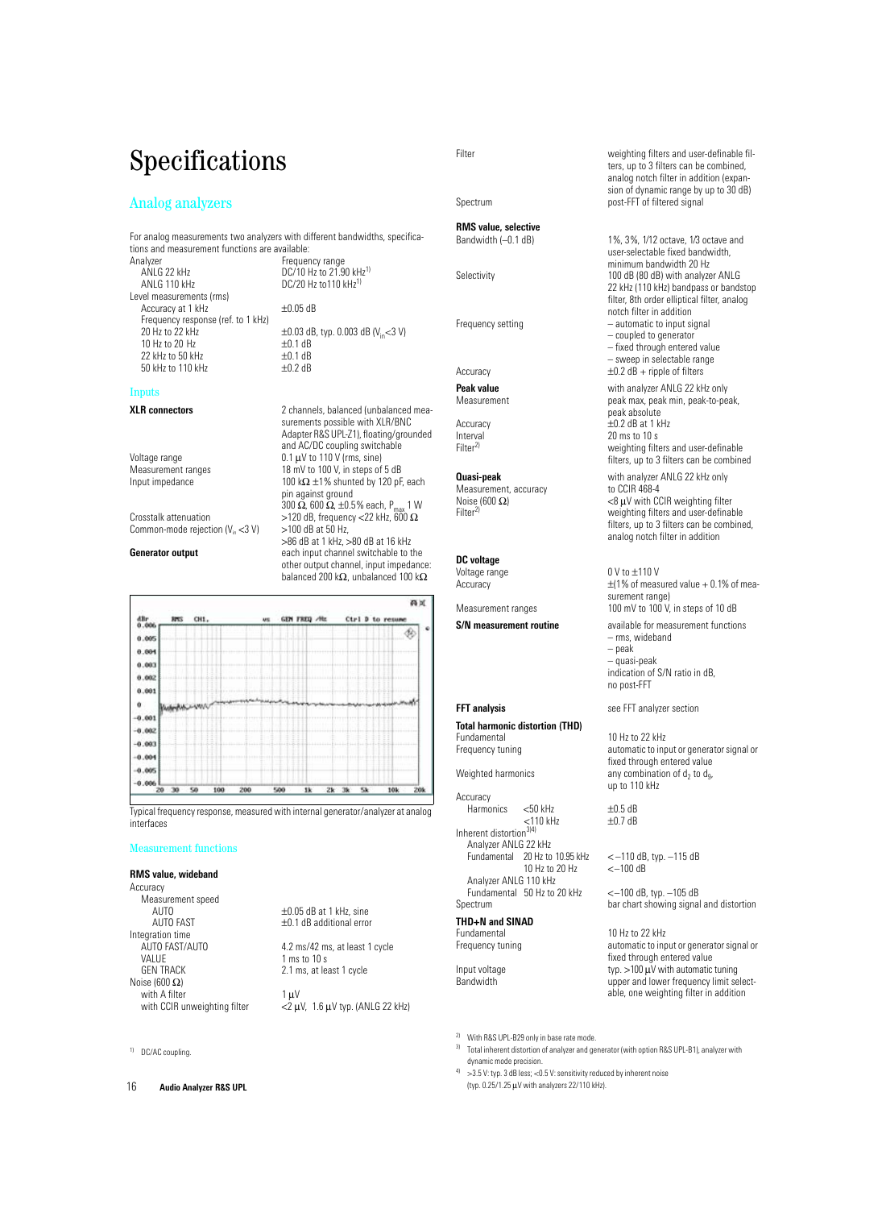# Specifications

## Analog analyzers

For analog measurements two analyzers with different bandwidths, specifications and measurement functions are available:

| | |
|---|---|
| Analyzer | Frequency range |
| ANLG 22 kHz | DC/10 Hz to 21.90 kHz[1] |
| ANLG 110 kHz | DC/20 Hz to110 kHz[1] |
| Level measurements (rms) | |
| Accuracy at 1 kHz | ±0.05 dB |
| Frequency response (ref. to 1 kHz) | |
| 20 Hz to 22 kHz | ±0.03 dB, typ. 0.003 dB ($V_{in}$<3 V) |
| 10 Hz to 20 Hz | ±0.1 dB |
| 22 kHz to 50 kHz | ±0.1 dB |
| 50 kHz to 110 kHz | ±0.2 dB |

### Inputs

| | |
|---|---|
| **XLR connectors** | 2 channels, balanced (unbalanced measurements possible with XLR/BNC Adapter R&S UPL-Z1), floating/grounded and AC/DC coupling switchable |
| Voltage range | 0.1 µV to 110 V (rms, sine) |
| Measurement ranges | 18 mV to 100 V, in steps of 5 dB |
| Input impedance | 100 kΩ ±1% shunted by 120 pF, each pin against ground<br>300 Ω, 600 Ω, ±0.5% each, $P_{max}$ 1 W |
| Crosstalk attenuation | >120 dB, frequency <22 kHz, 600 Ω |
| Common-mode rejection ($V_{in}$ <3 V) | >100 dB at 50 Hz,<br>>86 dB at 1 kHz, >80 dB at 16 kHz |
| **Generator output** | each input channel switchable to the other output channel, input impedance: balanced 200 kΩ, unbalanced 100 kΩ |

Typical frequency response, measured with internal generator/analyzer at analog interfaces

### Measurement functions

| | |
|---|---|
| **RMS value, wideband** | |
| Accuracy | |
| Measurement speed | |
| AUTO | ±0.05 dB at 1 kHz, sine |
| AUTO FAST | ±0.1 dB additional error |
| Integration time | |
| AUTO FAST/AUTO | 4.2 ms/42 ms, at least 1 cycle |
| VALUE | 1 ms to 10 s |
| GEN TRACK | 2.1 ms, at least 1 cycle |
| Noise (600 Ω) | |
| with A filter | 1 µV |
| with CCIR unweighting filter | <2 µV, 1.6 µV typ. (ANLG 22 kHz) |
| Filter | weighting filters and user-definable filters, up to 3 filters can be combined, analog notch filter in addition (expansion of dynamic range by up to 30 dB) |
| Spectrum | post-FFT of filtered signal |
| **RMS value, selective** | |
| Bandwidth (–0.1 dB) | 1%, 3%, 1/12 octave, 1/3 octave and user-selectable fixed bandwidth, minimum bandwidth 20 Hz |
| Selectivity | 100 dB (80 dB) with analyzer ANLG 22 kHz (110 kHz) bandpass or bandstop filter, 8th order elliptical filter, analog notch filter in addition |
| Frequency setting | – automatic to input signal<br>– coupled to generator<br>– fixed through entered value<br>– sweep in selectable range |
| Accuracy | ±0.2 dB + ripple of filters |
| **Peak value** | with analyzer ANLG 22 kHz only |
| Measurement | peak max, peak min, peak-to-peak, peak absolute |
| Accuracy | ±0.2 dB at 1 kHz |
| Interval | 20 ms to 10 s |
| Filter[2] | weighting filters and user-definable filters, up to 3 filters can be combined |
| **Quasi-peak** | with analyzer ANLG 22 kHz only |
| Measurement, accuracy | to CCIR 468-4 |
| Noise (600 Ω) | <8 µV with CCIR weighting filter |
| Filter[2] | weighting filters and user-definable filters, up to 3 filters can be combined, analog notch filter in addition |
| **DC voltage** | |
| Voltage range | 0 V to ±110 V |
| Accuracy | ±(1% of measured value + 0.1% of measurement range) |
| Measurement ranges | 100 mV to 100 V, in steps of 10 dB |
| **S/N measurement routine** | available for measurement functions<br>– rms, wideband<br>– peak<br>– quasi-peak<br>indication of S/N ratio in dB, no post-FFT |
| **FFT analysis** | see FFT analyzer section |
| **Total harmonic distortion (THD)** | |
| Fundamental | 10 Hz to 22 kHz |
| Frequency tuning | automatic to input or generator signal or fixed through entered value |
| Weighted harmonics | any combination of $d_2$ to $d_9$, up to 110 kHz |
| Accuracy | |
| Harmonics <50 kHz | ±0.5 dB |
| Harmonics <110 kHz | ±0.7 dB |
| Inherent distortion[3][4] | |
| Analyzer ANLG 22 kHz | |
| Fundamental 20 Hz to 10.95 kHz | <–110 dB, typ. –115 dB |
| Fundamental 10 Hz to 20 Hz | <–100 dB |
| Analyzer ANLG 110 kHz | |
| Fundamental 50 Hz to 20 kHz | <–100 dB, typ. –105 dB |
| Spectrum | bar chart showing signal and distortion |
| **THD+N and SINAD** | |
| Fundamental | 10 Hz to 22 kHz |
| Frequency tuning | automatic to input or generator signal or fixed through entered value |
| Input voltage | typ. >100 µV with automatic tuning |
| Bandwidth | upper and lower frequency limit selectable, one weighting filter in addition |

[1] DC/AC coupling.

[2] With R&S UPL-B29 only in base rate mode.

[3] Total inherent distortion of analyzer and generator (with option R&S UPL-B1), analyzer with dynamic mode precision.

[4] >3.5 V: typ. 3 dB less; <0.5 V: sensitivity reduced by inherent noise (typ. 0.25/1.25 µV with analyzers 22/110 kHz).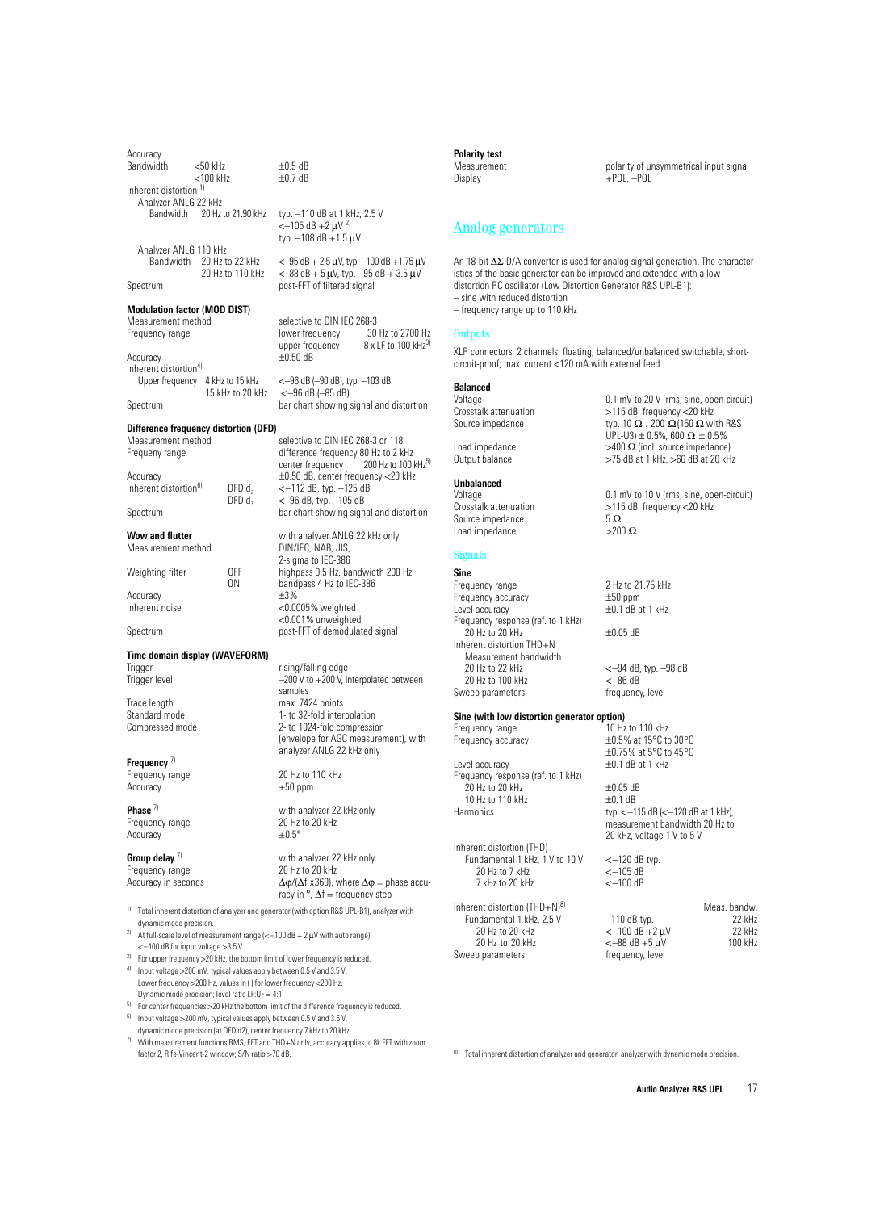Accuracy

| | | |
|---|---|---|
| Bandwidth | <50 kHz | ±0.5 dB |
| | <100 kHz | ±0.7 dB |

Inherent distortion [1)]

Analyzer ANLG 22 kHz

| | | |
|---|---|---|
| Bandwidth | 20 Hz to 21.90 kHz | typ. –110 dB at 1 kHz, 2.5 V |
| | | <–105 dB +2 µV [2)] |
| | | typ. –108 dB +1.5 µV |

Analyzer ANLG 110 kHz

| | | |
|---|---|---|
| Bandwidth | 20 Hz to 22 kHz | <–95 dB + 2.5 µV, typ. –100 dB +1.75 µV |
| | 20 Hz to 110 kHz | <–88 dB + 5 µV, typ. –95 dB + 3.5 µV |

Spectrum: post-FFT of filtered signal

**Modulation factor (MOD DIST)**

| | | |
|---|---|---|
| Measurement method | | selective to DIN IEC 268-3 |
| Frequency range | | lower frequency 30 Hz to 2700 Hz |
| | | upper frequency 8 x LF to 100 kHz[3)] |
| Accuracy | | ±0.50 dB |
| Inherent distortion[4)] | | |
| Upper frequency | 4 kHz to 15 kHz | <–96 dB (–90 dB), typ. –103 dB |
| | 15 kHz to 20 kHz | <–96 dB (–85 dB) |
| Spectrum | | bar chart showing signal and distortion |

**Difference frequency distortion (DFD)**

| | | |
|---|---|---|
| Measurement method | | selective to DIN IEC 268-3 or 118 |
| Frequeny range | | difference frequency 80 Hz to 2 kHz |
| | | center frequency 200 Hz to 100 kHz[5)] |
| Accuracy | | ±0.50 dB, center frequency <20 kHz |
| Inherent distortion[6)] | DFD $d_2$ | <–112 dB, typ. –125 dB |
| | DFD $d_3$ | <–96 dB, typ. –105 dB |
| Spectrum | | bar chart showing signal and distortion |

**Wow and flutter**

| | | |
|---|---|---|
| | | with analyzer ANLG 22 kHz only |
| Measurement method | | DIN/IEC, NAB, JIS, 2-sigma to IEC-386 |
| Weighting filter | OFF | highpass 0.5 Hz, bandwidth 200 Hz |
| | ON | bandpass 4 Hz to IEC-386 |
| Accuracy | | ±3% |
| Inherent noise | | <0.0005% weighted |
| | | <0.001% unweighted |
| Spectrum | | post-FFT of demodulated signal |

**Time domain display (WAVEFORM)**

| | |
|---|---|
| Trigger | rising/falling edge |
| Trigger level | –200 V to +200 V, interpolated between samples |
| Trace length | max. 7424 points |
| Standard mode | 1- to 32-fold interpolation |
| Compressed mode | 2- to 1024-fold compression (envelope for AGC measurement), with analyzer ANLG 22 kHz only |

**Frequency** [7)]

| | |
|---|---|
| Frequency range | 20 Hz to 110 kHz |
| Accuracy | ±50 ppm |

**Phase** [7)]

| | |
|---|---|
| | with analyzer 22 kHz only |
| Frequency range | 20 Hz to 20 kHz |
| Accuracy | ±0.5° |

**Group delay** [7)]

| | |
|---|---|
| | with analyzer 22 kHz only |
| Frequency range | 20 Hz to 20 kHz |
| Accuracy in seconds | $\Delta\varphi/(\Delta f \times 360)$, where $\Delta\varphi$ = phase accuracy in °, $\Delta f$ = frequency step |

[1)] Total inherent distortion of analyzer and generator (with option R&S UPL-B1), analyzer with dynamic mode precision.

[2)] At full-scale level of measurement range (<–100 dB + 2 µV with auto range), <–100 dB for input voltage >3.5 V.

[3)] For upper frequency >20 kHz, the bottom limit of lower frequency is reduced.

[4)] Input voltage >200 mV, typical values apply between 0.5 V and 3.5 V. Lower frequency >200 Hz, values in ( ) for lower frequency <200 Hz. Dynamic mode precision; level ratio LF:UF = 4:1.

[5)] For center frequencies >20 kHz the bottom limit of the difference frequency is reduced.

[6)] Input voltage >200 mV, typical values apply between 0.5 V and 3.5 V, dynamic mode precision (at DFD d2), center frequency 7 kHz to 20 kHz.

[7)] With measurement functions RMS, FFT and THD+N only, accuracy applies to 8k FFT with zoom factor 2, Rife-Vincent-2 window; S/N ratio >70 dB.

**Polarity test**

| | |
|---|---|
| Measurement | polarity of unsymmetrical input signal |
| Display | +POL, –POL |

## Analog generators

An 18-bit $\Delta\Sigma$ D/A converter is used for analog signal generation. The characteristics of the basic generator can be improved and extended with a low-distortion RC oscillator (Low Distortion Generator R&S UPL-B1):
– sine with reduced distortion
– frequency range up to 110 kHz

### Outputs

XLR connectors, 2 channels, floating, balanced/unbalanced switchable, short-circuit-proof; max. current <120 mA with external feed

**Balanced**

| | |
|---|---|
| Voltage | 0.1 mV to 20 V (rms, sine, open-circuit) |
| Crosstalk attenuation | >115 dB, frequency <20 kHz |
| Source impedance | typ. 10 Ω, 200 Ω (150 Ω with R&S UPL-U3) ± 0.5%, 600 Ω ± 0.5% |
| Load impedance | >400 Ω (incl. source impedance) |
| Output balance | >75 dB at 1 kHz, >60 dB at 20 kHz |

**Unbalanced**

| | |
|---|---|
| Voltage | 0.1 mV to 10 V (rms, sine, open-circuit) |
| Crosstalk attenuation | >115 dB, frequency <20 kHz |
| Source impedance | 5 Ω |
| Load impedance | >200 Ω |

### Signals

**Sine**

| | |
|---|---|
| Frequency range | 2 Hz to 21.75 kHz |
| Frequency accuracy | ±50 ppm |
| Level accuracy | ±0.1 dB at 1 kHz |
| Frequency response (ref. to 1 kHz) | |
| 20 Hz to 20 kHz | ±0.05 dB |
| Inherent distortion THD+N | |
| Measurement bandwidth | |
| 20 Hz to 22 kHz | <–94 dB, typ. –98 dB |
| 20 Hz to 100 kHz | <–86 dB |
| Sweep parameters | frequency, level |

**Sine (with low distortion generator option)**

| | |
|---|---|
| Frequency range | 10 Hz to 110 kHz |
| Frequency accuracy | ±0.5% at 15°C to 30°C |
| | ±0.75% at 5°C to 45°C |
| Level accuracy | ±0.1 dB at 1 kHz |
| Frequency response (ref. to 1 kHz) | |
| 20 Hz to 20 kHz | ±0.05 dB |
| 10 Hz to 110 kHz | ±0.1 dB |
| Harmonics | typ. <–115 dB (<–120 dB at 1 kHz), measurement bandwidth 20 Hz to 20 kHz, voltage 1 V to 5 V |
| Inherent distortion (THD) | |
| Fundamental 1 kHz, 1 V to 10 V | <–120 dB typ. |
| 20 Hz to 7 kHz | <–105 dB |
| 7 kHz to 20 kHz | <–100 dB |

| Inherent distortion (THD+N)[8)] | | Meas. bandw. |
|---|---|---|
| Fundamental 1 kHz, 2.5 V | –110 dB typ. | 22 kHz |
| 20 Hz to 20 kHz | <–100 dB +2 µV | 22 kHz |
| 20 Hz to 20 kHz | <–88 dB +5 µV | 100 kHz |
| Sweep parameters | frequency, level | |

[8)] Total inherent distortion of analyzer and generator, analyzer with dynamic mode precision.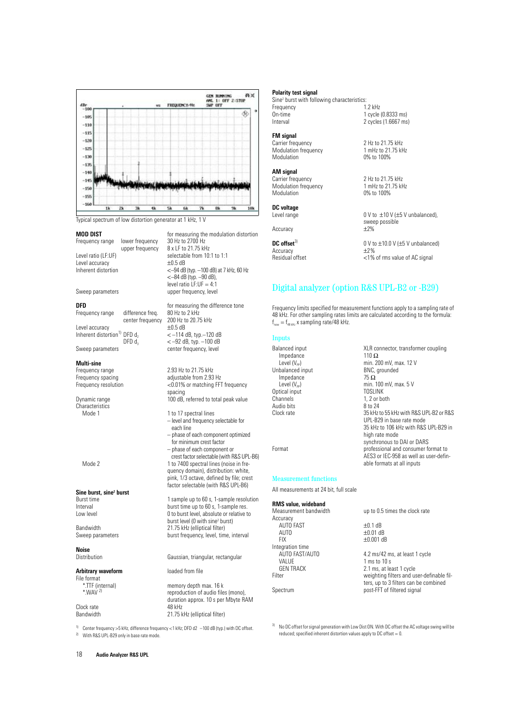Typical spectrum of low distortion generator at 1 kHz, 1 V

**MOD DIST** — for measuring the modulation distortion

| | |
|---|---|
| Frequency range lower frequency | 30 Hz to 2700 Hz |
| upper frequency | 8 x LF to 21.75 kHz |
| Level ratio (LF:UF) | selectable from 10:1 to 1:1 |
| Level accuracy | ±0.5 dB |
| Inherent distortion | <–94 dB (typ. –100 dB) at 7 kHz, 60 Hz<br><–84 dB (typ. –90 dB),<br>level ratio LF:UF = 4:1 |
| Sweep parameters | upper frequency, level |

**DFD** — for measuring the difference tone

| | |
|---|---|
| Frequency range difference freq. | 80 Hz to 2 kHz |
| center frequency | 200 Hz to 20.75 kHz |
| Level accuracy | ±0.5 dB |
| Inherent distortion[1] DFD $d_2$ | < –114 dB, typ.–120 dB |
| DFD $d_3$ | < –92 dB, typ. –100 dB |
| Sweep parameters | center frequency, level |

**Multi-sine**

| | |
|---|---|
| Frequency range | 2.93 Hz to 21.75 kHz |
| Frequency spacing | adjustable from 2.93 Hz |
| Frequency resolution | <0.01% or matching FFT frequency spacing |
| Dynamic range | 100 dB, referred to total peak value |
| Characteristics | |
| Mode 1 | 1 to 17 spectral lines<br>– level and frequency selectable for each line<br>– phase of each component optimized for minimum crest factor<br>– phase of each component or crest factor selectable (with R&S UPL-B6) |
| Mode 2 | 1 to 7400 spectral lines (noise in frequency domain), distribution: white, pink, 1/3 octave, defined by file; crest factor selectable (with R&S UPL-B6) |

**Sine burst, sine² burst**

| | |
|---|---|
| Burst time | 1 sample up to 60 s, 1-sample resolution |
| Interval | burst time up to 60 s, 1-sample res. |
| Low level | 0 to burst level, absolute or relative to burst level (0 with sine² burst) |
| Bandwidth | 21.75 kHz (elliptical filter) |
| Sweep parameters | burst frequency, level, time, interval |

**Noise**

| | |
|---|---|
| Distribution | Gaussian, triangular, rectangular |

**Arbitrary waveform** — loaded from file

| | |
|---|---|
| File format | |
| *.TTF (internal) | memory depth max. 16 k |
| *.WAV[2] | reproduction of audio files (mono), duration approx. 10 s per Mbyte RAM |
| Clock rate | 48 kHz |
| Bandwidth | 21.75 kHz (elliptical filter) |

[1] Center frequency >5 kHz, difference frequency <1 kHz; DFD d2 –100 dB (typ.) with DC offset.

[2] With R&S UPL-B29 only in base rate mode.

**Polarity test signal**

Sine² burst with following characteristics:

| | |
|---|---|
| Frequency | 1.2 kHz |
| On-time | 1 cycle (0.8333 ms) |
| Interval | 2 cycles (1.6667 ms) |

**FM signal**

| | |
|---|---|
| Carrier frequency | 2 Hz to 21.75 kHz |
| Modulation frequency | 1 mHz to 21.75 kHz |
| Modulation | 0% to 100% |

**AM signal**

| | |
|---|---|
| Carrier frequency | 2 Hz to 21.75 kHz |
| Modulation frequency | 1 mHz to 21.75 kHz |
| Modulation | 0% to 100% |

**DC voltage**

| | |
|---|---|
| Level range | 0 V to ±10 V (±5 V unbalanced), sweep possible |
| Accuracy | ±2% |

**DC offset**[3]

| | |
|---|---|
| | 0 V to ±10.0 V (±5 V unbalanced) |
| Accuracy | ±2% |
| Residual offset | <1% of rms value of AC signal |

## Digital analyzer (option R&S UPL-B2 or -B29)

Frequency limits specified for measurement functions apply to a sampling rate of 48 kHz. For other sampling rates limits are calculated according to the formula: $f_{new} = f_{48\,kHz}$ x sampling rate/48 kHz.

### Inputs

| | |
|---|---|
| Balanced input | XLR connector, transformer coupling |
| Impedance | 110 Ω |
| Level ($V_{pp}$) | min. 200 mV, max. 12 V |
| Unbalanced input | BNC, grounded |
| Impedance | 75 Ω |
| Level ($V_{pp}$) | min. 100 mV, max. 5 V |
| Optical input | TOSLINK |
| Channels | 1, 2 or both |
| Audio bits | 8 to 24 |
| Clock rate | 35 kHz to 55 kHz with R&S UPL-B2 or R&S UPL-B29 in base rate mode<br>35 kHz to 106 kHz with R&S UPL-B29 in high rate mode<br>synchronous to DAI or DARS |
| Format | professional and consumer format to AES3 or IEC-958 as well as user-definable formats at all inputs |

### Measurement functions

All measurements at 24 bit, full scale

**RMS value, wideband**

| | |
|---|---|
| Measurement bandwidth | up to 0.5 times the clock rate |
| Accuracy | |
| AUTO FAST | ±0.1 dB |
| AUTO | ±0.01 dB |
| FIX | ±0.001 dB |
| Integration time | |
| AUTO FAST/AUTO | 4.2 ms/42 ms, at least 1 cycle |
| VALUE | 1 ms to 10 s |
| GEN TRACK | 2.1 ms, at least 1 cycle |
| Filter | weighting filters and user-definable filters, up to 3 filters can be combined |
| Spectrum | post-FFT of filtered signal |

[3] No DC offset for signal generation with Low Dist ON. With DC offset the AC voltage swing will be reduced; specified inherent distortion values apply to DC offset = 0.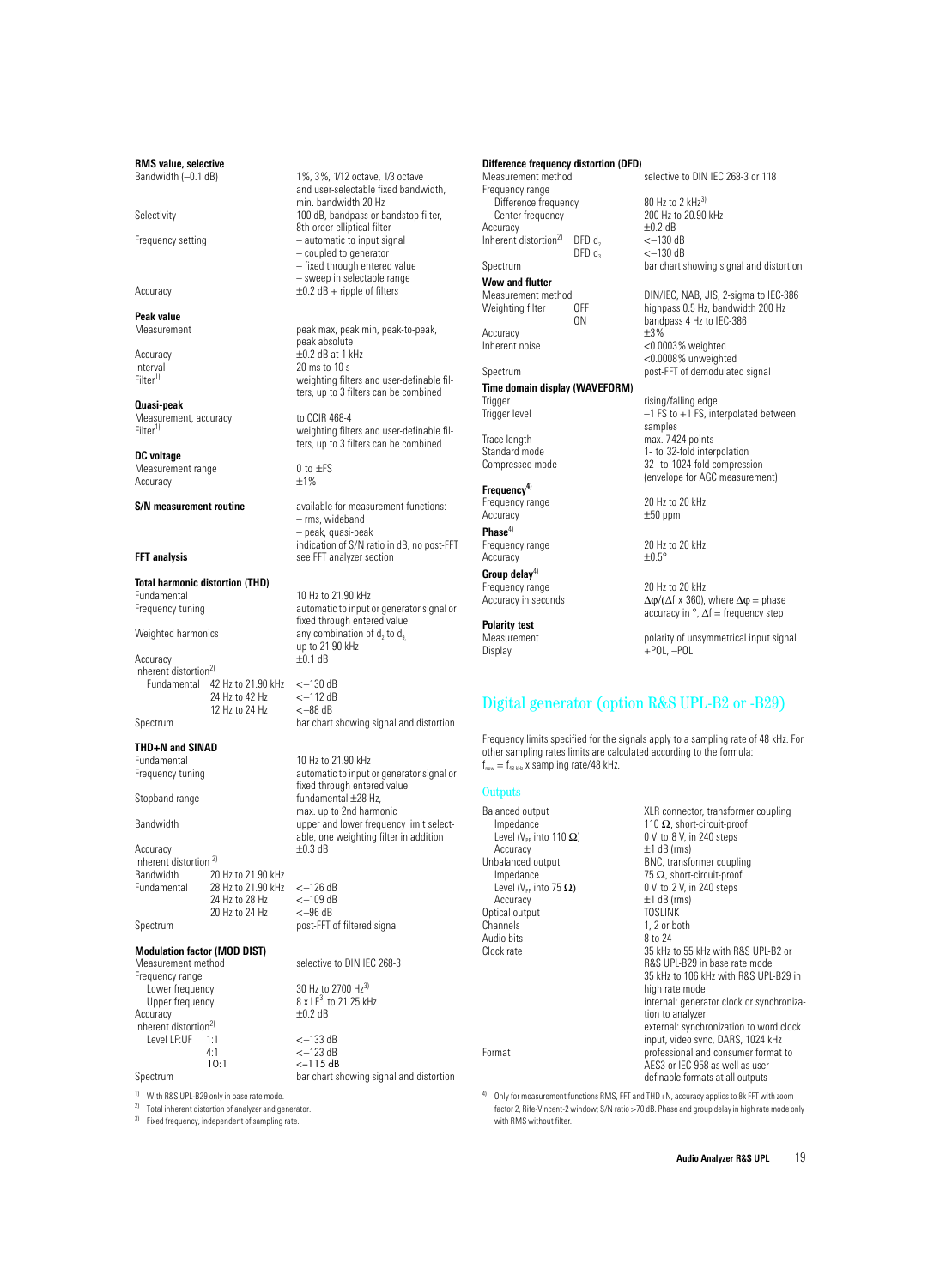**RMS value, selective**

| | |
|---|---|
| Bandwidth (–0.1 dB) | 1%, 3%, 1/12 octave, 1/3 octave and user-selectable fixed bandwidth, min. bandwidth 20 Hz |
| Selectivity | 100 dB, bandpass or bandstop filter, 8th order elliptical filter |
| Frequency setting | – automatic to input signal<br>– coupled to generator<br>– fixed through entered value<br>– sweep in selectable range |
| Accuracy | ±0.2 dB + ripple of filters |

**Peak value**

| | |
|---|---|
| Measurement | peak max, peak min, peak-to-peak, peak absolute |
| Accuracy | ±0.2 dB at 1 kHz |
| Interval | 20 ms to 10 s |
| Filter[1] | weighting filters and user-definable filters, up to 3 filters can be combined |

**Quasi-peak**

| | |
|---|---|
| Measurement, accuracy | to CCIR 468-4 |
| Filter[1] | weighting filters and user-definable filters, up to 3 filters can be combined |

**DC voltage**

| | |
|---|---|
| Measurement range | 0 to ±FS |
| Accuracy | ±1% |

**S/N measurement routine** — available for measurement functions:
– rms, wideband
– peak, quasi-peak
indication of S/N ratio in dB, no post-FFT

**FFT analysis** — see FFT analyzer section

**Total harmonic distortion (THD)**

| | | |
|---|---|---|
| Fundamental | | 10 Hz to 21.90 kHz |
| Frequency tuning | | automatic to input or generator signal or fixed through entered value |
| Weighted harmonics | | any combination of $d_2$ to $d_9$ up to 21.90 kHz |
| Accuracy | | ±0.1 dB |
| Inherent distortion[2] | | |
| Fundamental | 42 Hz to 21.90 kHz | <–130 dB |
| | 24 Hz to 42 Hz | <–112 dB |
| | 12 Hz to 24 Hz | <–88 dB |
| Spectrum | | bar chart showing signal and distortion |

**THD+N and SINAD**

| | | |
|---|---|---|
| Fundamental | | 10 Hz to 21.90 kHz |
| Frequency tuning | | automatic to input or generator signal or fixed through entered value |
| Stopband range | | fundamental ±28 Hz, max. up to 2nd harmonic |
| Bandwidth | | upper and lower frequency limit selectable, one weighting filter in addition |
| Accuracy | | ±0.3 dB |
| Inherent distortion[2] | | |
| Bandwidth | 20 Hz to 21.90 kHz | |
| Fundamental | 28 Hz to 21.90 kHz | <–126 dB |
| | 24 Hz to 28 Hz | <–109 dB |
| | 20 Hz to 24 Hz | <–96 dB |
| Spectrum | | post-FFT of filtered signal |

**Modulation factor (MOD DIST)**

| | | |
|---|---|---|
| Measurement method | | selective to DIN IEC 268-3 |
| Frequency range | | |
| Lower frequency | | 30 Hz to 2700 Hz[3] |
| Upper frequency | | 8 x LF[3] to 21.25 kHz |
| Accuracy | | ±0.2 dB |
| Inherent distortion[2] | | |
| Level LF:UF | 1:1 | <–133 dB |
| | 4:1 | <–123 dB |
| | 10:1 | <–115 dB |
| Spectrum | | bar chart showing signal and distortion |

[1] With R&S UPL-B29 only in base rate mode.
[2] Total inherent distortion of analyzer and generator.
[3] Fixed frequency, independent of sampling rate.

**Difference frequency distortion (DFD)**

| | | |
|---|---|---|
| Measurement method | | selective to DIN IEC 268-3 or 118 |
| Frequency range | | |
| Difference frequency | | 80 Hz to 2 kHz[3] |
| Center frequency | | 200 Hz to 20.90 kHz |
| Accuracy | | ±0.2 dB |
| Inherent distortion[2] | DFD $d_2$ | <–130 dB |
| | DFD $d_3$ | <–130 dB |
| Spectrum | | bar chart showing signal and distortion |

**Wow and flutter**

| | | |
|---|---|---|
| Measurement method | | DIN/IEC, NAB, JIS, 2-sigma to IEC-386 |
| Weighting filter | OFF | highpass 0.5 Hz, bandwidth 200 Hz |
| | ON | bandpass 4 Hz to IEC-386 |
| Accuracy | | ±3% |
| Inherent noise | | <0.0003% weighted<br><0.0008% unweighted |
| Spectrum | | post-FFT of demodulated signal |

**Time domain display (WAVEFORM)**

| | |
|---|---|
| Trigger | rising/falling edge |
| Trigger level | –1 FS to +1 FS, interpolated between samples |
| Trace length | max. 7424 points |
| Standard mode | 1- to 32-fold interpolation |
| Compressed mode | 32- to 1024-fold compression (envelope for AGC measurement) |

**Frequency[4]**

| | |
|---|---|
| Frequency range | 20 Hz to 20 kHz |
| Accuracy | ±50 ppm |

**Phase[4]**

| | |
|---|---|
| Frequency range | 20 Hz to 20 kHz |
| Accuracy | ±0.5° |

**Group delay[4]**

| | |
|---|---|
| Frequency range | 20 Hz to 20 kHz |
| Accuracy in seconds | $\Delta\varphi/(\Delta f \times 360)$, where $\Delta\varphi$ = phase accuracy in °, $\Delta f$ = frequency step |

**Polarity test**

| | |
|---|---|
| Measurement | polarity of unsymmetrical input signal |
| Display | +POL, –POL |

## Digital generator (option R&S UPL-B2 or -B29)

Frequency limits specified for the signals apply to a sampling rate of 48 kHz. For other sampling rates limits are calculated according to the formula: $f_{new} = f_{48\,kHz}$ x sampling rate/48 kHz.

### Outputs

| | |
|---|---|
| Balanced output | XLR connector, transformer coupling |
| Impedance | 110 Ω, short-circuit-proof |
| Level ($V_{PP}$ into 110 Ω) | 0 V to 8 V, in 240 steps |
| Accuracy | ±1 dB (rms) |
| Unbalanced output | BNC, transformer coupling |
| Impedance | 75 Ω, short-circuit-proof |
| Level ($V_{PP}$ into 75 Ω) | 0 V to 2 V, in 240 steps |
| Accuracy | ±1 dB (rms) |
| Optical output | TOSLINK |
| Channels | 1, 2 or both |
| Audio bits | 8 to 24 |
| Clock rate | 35 kHz to 55 kHz with R&S UPL-B2 or R&S UPL-B29 in base rate mode<br>35 kHz to 106 kHz with R&S UPL-B29 in high rate mode<br>internal: generator clock or synchronization to analyzer<br>external: synchronization to word clock input, video sync, DARS, 1024 kHz |
| Format | professional and consumer format to AES3 or IEC-958 as well as user-definable formats at all outputs |

[4] Only for measurement functions RMS, FFT and THD+N, accuracy applies to 8k FFT with zoom factor 2, Rife-Vincent-2 window; S/N ratio >70 dB. Phase and group delay in high rate mode only with RMS without filter.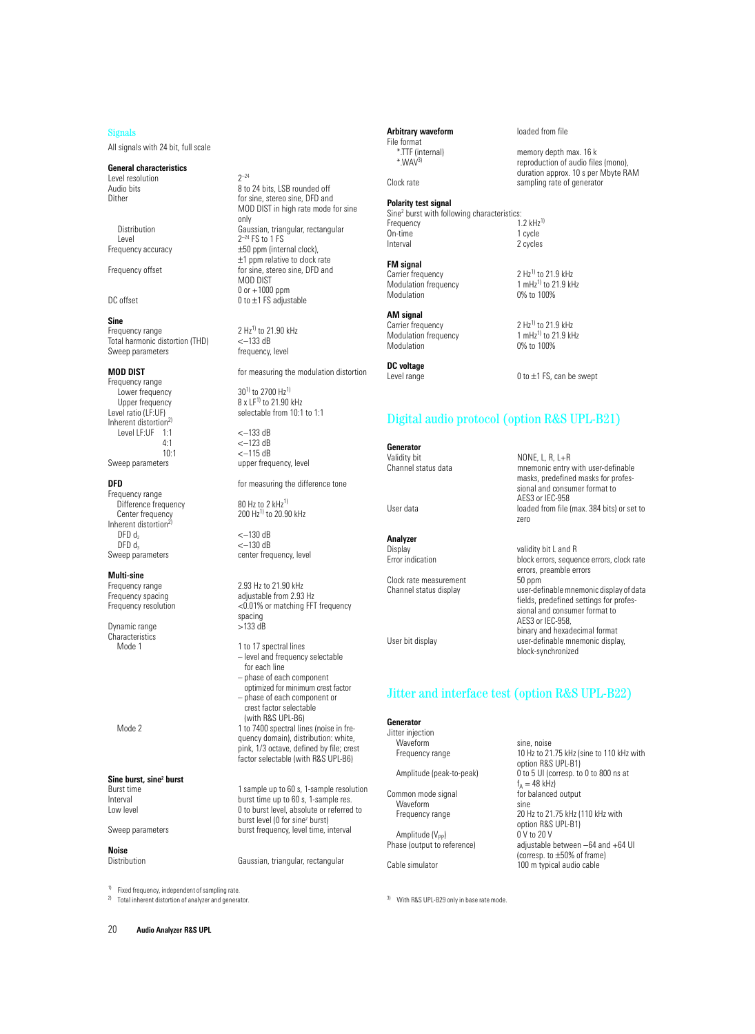## Signals

All signals with 24 bit, full scale

### General characteristics

| | |
|---|---|
| Level resolution | $2^{-24}$ |
| Audio bits | 8 to 24 bits, LSB rounded off |
| Dither | for sine, stereo sine, DFD and MOD DIST in high rate mode for sine only |
| Distribution | Gaussian, triangular, rectangular |
| Level | $2^{-24}$ FS to 1 FS |
| Frequency accuracy | ±50 ppm (internal clock), ±1 ppm relative to clock rate |
| Frequency offset | for sine, stereo sine, DFD and MOD DIST |
| | 0 or +1000 ppm |
| DC offset | 0 to ±1 FS adjustable |

### Sine

| | |
|---|---|
| Frequency range | 2 Hz[1] to 21.90 kHz |
| Total harmonic distortion (THD) | <−133 dB |
| Sweep parameters | frequency, level |

### MOD DIST

| | |
|---|---|
| | for measuring the modulation distortion |
| Frequency range | |
| Lower frequency | 30[1] to 2700 Hz[1] |
| Upper frequency | 8 x LF[1] to 21.90 kHz |
| Level ratio (LF:UF) | selectable from 10:1 to 1:1 |
| Inherent distortion[2] | |
| Level LF:UF 1:1 | <−133 dB |
| 4:1 | <−123 dB |
| 10:1 | <−115 dB |
| Sweep parameters | upper frequency, level |

### DFD

| | |
|---|---|
| | for measuring the difference tone |
| Frequency range | |
| Difference frequency | 80 Hz to 2 kHz[1] |
| Center frequency | 200 Hz[1] to 20.90 kHz |
| Inherent distortion[2] | |
| DFD $d_2$ | <−130 dB |
| DFD $d_3$ | <−130 dB |
| Sweep parameters | center frequency, level |

### Multi-sine

| | |
|---|---|
| Frequency range | 2.93 Hz to 21.90 kHz |
| Frequency spacing | adjustable from 2.93 Hz |
| Frequency resolution | <0.01% or matching FFT frequency spacing |
| Dynamic range | >133 dB |
| Characteristics | |
| Mode 1 | 1 to 17 spectral lines<br>– level and frequency selectable for each line<br>– phase of each component optimized for minimum crest factor<br>– phase of each component or crest factor selectable (with R&S UPL-B6) |
| Mode 2 | 1 to 7400 spectral lines (noise in frequency domain), distribution: white, pink, 1/3 octave, defined by file; crest factor selectable (with R&S UPL-B6) |

### Sine burst, sine² burst

| | |
|---|---|
| Burst time | 1 sample up to 60 s, 1-sample resolution |
| Interval | burst time up to 60 s, 1-sample res. |
| Low level | 0 to burst level, absolute or referred to burst level (0 for sine² burst) |
| Sweep parameters | burst frequency, level time, interval |

### Noise

| | |
|---|---|
| Distribution | Gaussian, triangular, rectangular |

### Arbitrary waveform

| | |
|---|---|
| | loaded from file |
| File format | |
| *.TTF (internal) | memory depth max. 16 k |
| *.WAV[3] | reproduction of audio files (mono), duration approx. 10 s per Mbyte RAM |
| Clock rate | sampling rate of generator |

### Polarity test signal

Sine² burst with following characteristics:

| | |
|---|---|
| Frequency | 1.2 kHz[1] |
| On-time | 1 cycle |
| Interval | 2 cycles |

### FM signal

| | |
|---|---|
| Carrier frequency | 2 Hz[1] to 21.9 kHz |
| Modulation frequency | 1 mHz[1] to 21.9 kHz |
| Modulation | 0% to 100% |

### AM signal

| | |
|---|---|
| Carrier frequency | 2 Hz[1] to 21.9 kHz |
| Modulation frequency | 1 mHz[1] to 21.9 kHz |
| Modulation | 0% to 100% |

### DC voltage

| | |
|---|---|
| Level range | 0 to ±1 FS, can be swept |

## Digital audio protocol (option R&S UPL-B21)

### Generator

| | |
|---|---|
| Validity bit | NONE, L, R, L+R |
| Channel status data | mnemonic entry with user-definable masks, predefined masks for professional and consumer format to AES3 or IEC-958 |
| User data | loaded from file (max. 384 bits) or set to zero |

### Analyzer

| | |
|---|---|
| Display | validity bit L and R |
| Error indication | block errors, sequence errors, clock rate errors, preamble errors |
| Clock rate measurement | 50 ppm |
| Channel status display | user-definable mnemonic display of data fields, predefined settings for professional and consumer format to AES3 or IEC-958, binary and hexadecimal format |
| User bit display | user-definable mnemonic display, block-synchronized |

## Jitter and interface test (option R&S UPL-B22)

### Generator

| | |
|---|---|
| Jitter injection | |
| Waveform | sine, noise |
| Frequency range | 10 Hz to 21.75 kHz (sine to 110 kHz with option R&S UPL-B1) |
| Amplitude (peak-to-peak) | 0 to 5 UI (corresp. to 0 to 800 ns at $f_A$ = 48 kHz) |
| Common mode signal | for balanced output |
| Waveform | sine |
| Frequency range | 20 Hz to 21.75 kHz (110 kHz with option R&S UPL-B1) |
| Amplitude ($V_{PP}$) | 0 V to 20 V |
| Phase (output to reference) | adjustable between −64 and +64 UI (corresp. to ±50% of frame) |
| Cable simulator | 100 m typical audio cable |

[1] Fixed frequency, independent of sampling rate.

[2] Total inherent distortion of analyzer and generator.

[3] With R&S UPL-B29 only in base rate mode.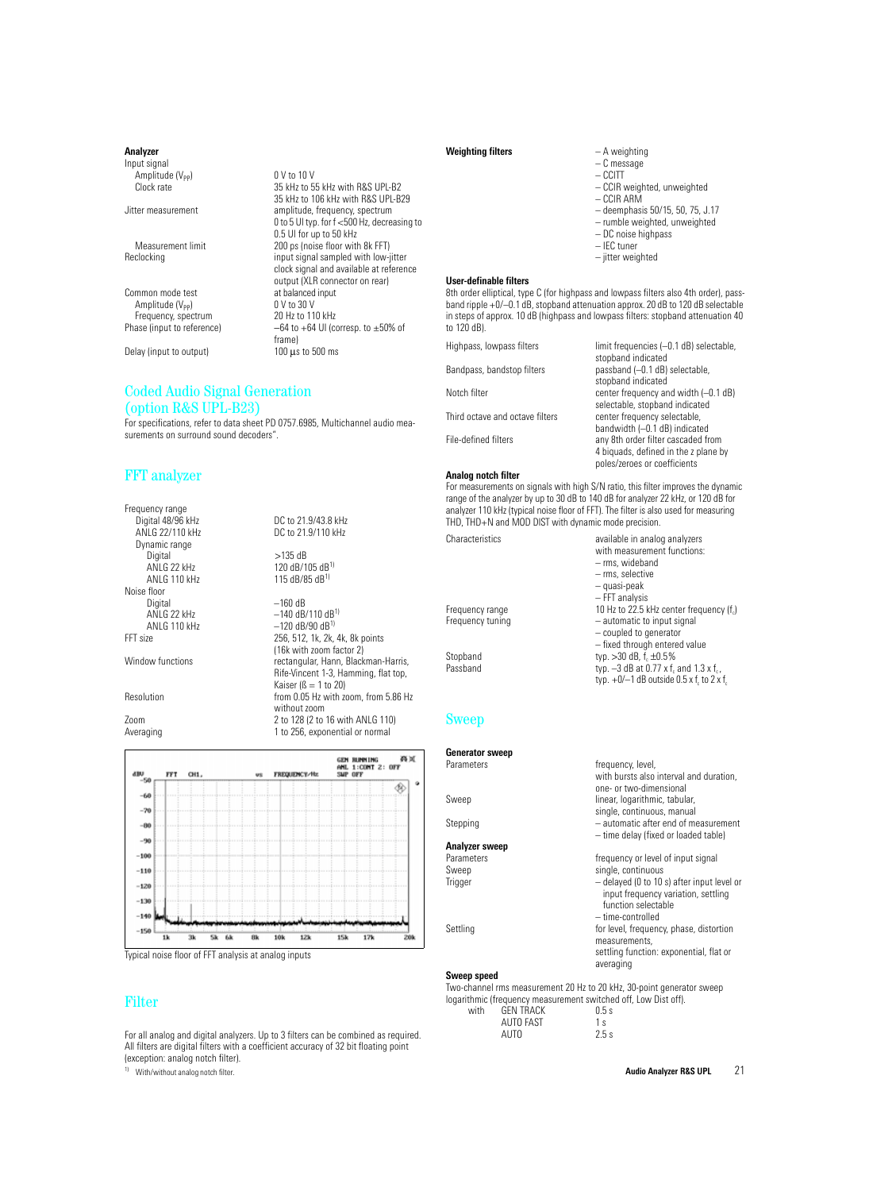**Analyzer**

| | |
|---|---|
| Input signal | |
| Amplitude ($V_{PP}$) | 0 V to 10 V |
| Clock rate | 35 kHz to 55 kHz with R&S UPL-B2 <br> 35 kHz to 106 kHz with R&S UPL-B29 |
| Jitter measurement | amplitude, frequency, spectrum <br> 0 to 5 UI typ. for f <500 Hz, decreasing to 0.5 UI for up to 50 kHz |
| Measurement limit | 200 ps (noise floor with 8k FFT) |
| Reclocking | input signal sampled with low-jitter clock signal and available at reference output (XLR connector on rear) |
| Common mode test | at balanced input |
| Amplitude ($V_{PP}$) | 0 V to 30 V |
| Frequency, spectrum | 20 Hz to 110 kHz |
| Phase (input to reference) | –64 to +64 UI (corresp. to ±50% of frame) |
| Delay (input to output) | 100 µs to 500 ms |

## Coded Audio Signal Generation (option R&S UPL-B23)

For specifications, refer to data sheet PD 0757.6985, Multichannel audio measurements on surround sound decoders".

## FFT analyzer

| | |
|---|---|
| Frequency range | |
| Digital 48/96 kHz | DC to 21.9/43.8 kHz |
| ANLG 22/110 kHz | DC to 21.9/110 kHz |
| Dynamic range | |
| Digital | >135 dB |
| ANLG 22 kHz | 120 dB/105 dB[1] |
| ANLG 110 kHz | 115 dB/85 dB[1] |
| Noise floor | |
| Digital | –160 dB |
| ANLG 22 kHz | –140 dB/110 dB[1] |
| ANLG 110 kHz | –120 dB/90 dB[1] |
| FFT size | 256, 512, 1k, 2k, 4k, 8k points (16k with zoom factor 2) |
| Window functions | rectangular, Hann, Blackman-Harris, Rife-Vincent 1-3, Hamming, flat top, Kaiser (ß = 1 to 20) |
| Resolution | from 0.05 Hz with zoom, from 5.86 Hz without zoom |
| Zoom | 2 to 128 (2 to 16 with ANLG 110) |
| Averaging | 1 to 256, exponential or normal |

Typical noise floor of FFT analysis at analog inputs

## Filter

For all analog and digital analyzers. Up to 3 filters can be combined as required. All filters are digital filters with a coefficient accuracy of 32 bit floating point (exception: analog notch filter).

[1] With/without analog notch filter.

**Weighting filters**
- A weighting
- C message
- CCITT
- CCIR weighted, unweighted
- CCIR ARM
- deemphasis 50/15, 50, 75, J.17
- rumble weighted, unweighted
- DC noise highpass
- IEC tuner
- jitter weighted

**User-definable filters**

8th order elliptical, type C (for highpass and lowpass filters also 4th order), passband ripple +0/–0.1 dB, stopband attenuation approx. 20 dB to 120 dB selectable in steps of approx. 10 dB (highpass and lowpass filters: stopband attenuation 40 to 120 dB).

| | |
|---|---|
| Highpass, lowpass filters | limit frequencies (–0.1 dB) selectable, stopband indicated |
| Bandpass, bandstop filters | passband (–0.1 dB) selectable, stopband indicated |
| Notch filter | center frequency and width (–0.1 dB) selectable, stopband indicated |
| Third octave and octave filters | center frequency selectable, bandwidth (–0.1 dB) indicated |
| File-defined filters | any 8th order filter cascaded from 4 biquads, defined in the z plane by poles/zeroes or coefficients |

**Analog notch filter**

For measurements on signals with high S/N ratio, this filter improves the dynamic range of the analyzer by up to 30 dB to 140 dB for analyzer 22 kHz, or 120 dB for analyzer 110 kHz (typical noise floor of FFT). The filter is also used for measuring THD, THD+N and MOD DIST with dynamic mode precision.

| | |
|---|---|
| Characteristics | available in analog analyzers with measurement functions: <br> – rms, wideband <br> – rms, selective <br> – quasi-peak <br> – FFT analysis |
| Frequency range | 10 Hz to 22.5 kHz center frequency ($f_c$) |
| Frequency tuning | – automatic to input signal <br> – coupled to generator <br> – fixed through entered value |
| Stopband | typ. >30 dB, $f_c$ ±0.5% |
| Passband | typ. –3 dB at 0.77 x $f_c$ and 1.3 x $f_c$, typ. +0/–1 dB outside 0.5 x $f_c$ to 2 x $f_c$ |

## Sweep

**Generator sweep**

| | |
|---|---|
| Parameters | frequency, level, with bursts also interval and duration, one- or two-dimensional |
| Sweep | linear, logarithmic, tabular, single, continuous, manual |
| Stepping | – automatic after end of measurement <br> – time delay (fixed or loaded table) |

**Analyzer sweep**

| | |
|---|---|
| Parameters | frequency or level of input signal |
| Sweep | single, continuous |
| Trigger | – delayed (0 to 10 s) after input level or input frequency variation, settling function selectable <br> – time-controlled |
| Settling | for level, frequency, phase, distortion measurements, settling function: exponential, flat or averaging |

**Sweep speed**

Two-channel rms measurement 20 Hz to 20 kHz, 30-point generator sweep logarithmic (frequency measurement switched off, Low Dist off).

| | | |
|---|---|---|
| with | GEN TRACK | 0.5 s |
| | AUTO FAST | 1 s |
| | AUTO | 2.5 s |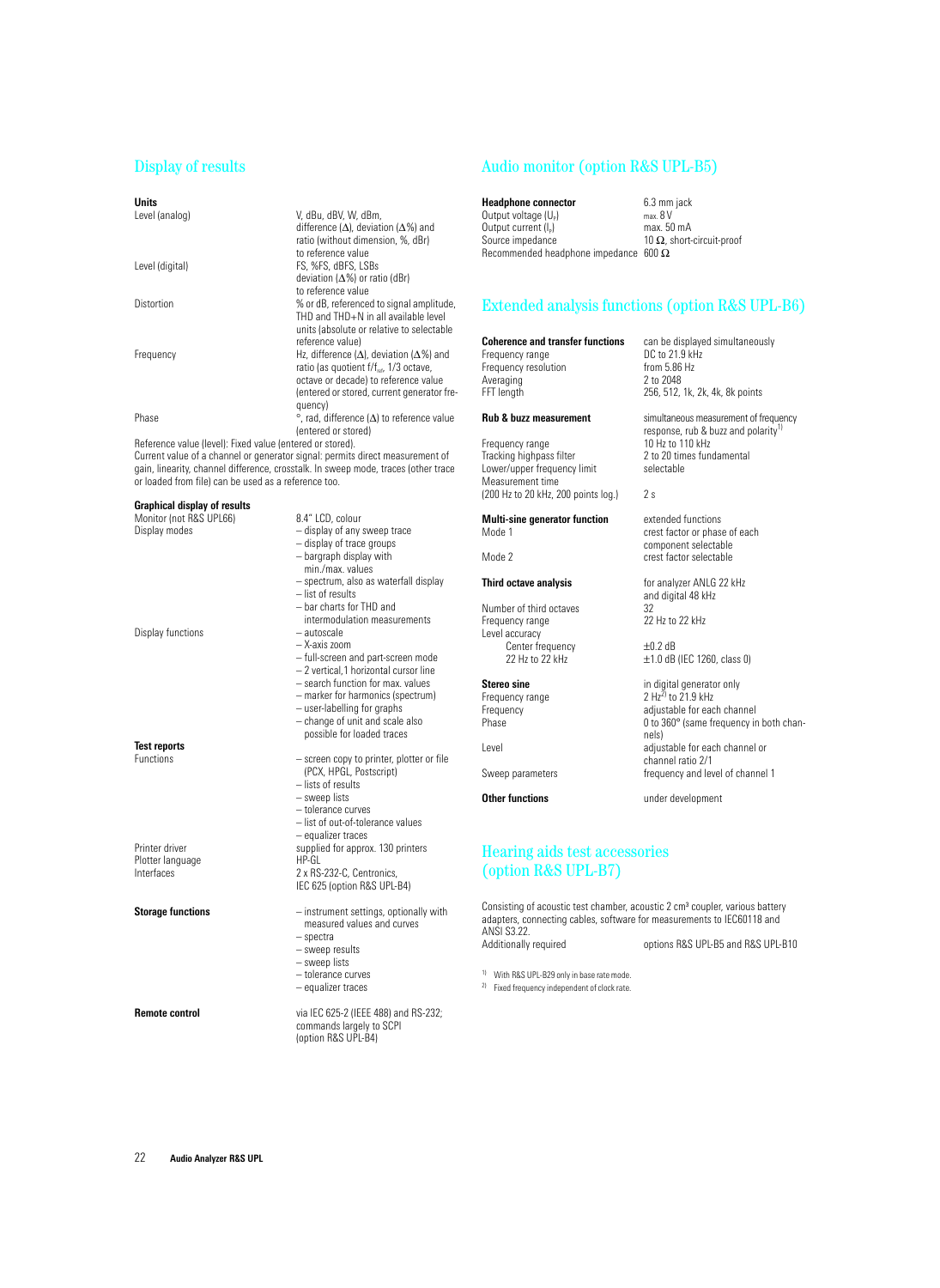## Display of results

**Units**

| | |
|---|---|
| Level (analog) | V, dBu, dBV, W, dBm, difference (Δ), deviation (Δ%) and ratio (without dimension, %, dBr) to reference value |
| Level (digital) | FS, %FS, dBFS, LSBs deviation (Δ%) or ratio (dBr) to reference value |
| Distortion | % or dB, referenced to signal amplitude, THD and THD+N in all available level units (absolute or relative to selectable reference value) |
| Frequency | Hz, difference (Δ), deviation (Δ%) and ratio (as quotient $f/f_{ref}$, 1/3 octave, octave or decade) to reference value (entered or stored, current generator frequency) |
| Phase | °, rad, difference (Δ) to reference value (entered or stored) |

Reference value (level): Fixed value (entered or stored).
Current value of a channel or generator signal: permits direct measurement of gain, linearity, channel difference, crosstalk. In sweep mode, traces (other trace or loaded from file) can be used as a reference too.

**Graphical display of results**

| | |
|---|---|
| Monitor (not R&S UPL66) | 8.4" LCD, colour |
| Display modes | – display of any sweep trace<br>– display of trace groups<br>– bargraph display with min./max. values<br>– spectrum, also as waterfall display<br>– list of results<br>– bar charts for THD and intermodulation measurements |
| Display functions | – autoscale<br>– X-axis zoom<br>– full-screen and part-screen mode<br>– 2 vertical,1 horizontal cursor line<br>– search function for max. values<br>– marker for harmonics (spectrum)<br>– user-labelling for graphs<br>– change of unit and scale also possible for loaded traces |

**Test reports**

| | |
|---|---|
| Functions | – screen copy to printer, plotter or file (PCX, HPGL, Postscript)<br>– lists of results<br>– sweep lists<br>– tolerance curves<br>– list of out-of-tolerance values<br>– equalizer traces |
| Printer driver | supplied for approx. 130 printers |
| Plotter language | HP-GL |
| Interfaces | 2 x RS-232-C, Centronics, IEC 625 (option R&S UPL-B4) |

| | |
|---|---|
| **Storage functions** | – instrument settings, optionally with measured values and curves<br>– spectra<br>– sweep results<br>– sweep lists<br>– tolerance curves<br>– equalizer traces |
| **Remote control** | via IEC 625-2 (IEEE 488) and RS-232; commands largely to SCPI (option R&S UPL-B4) |

## Audio monitor (option R&S UPL-B5)

| | |
|---|---|
| **Headphone connector** | 6.3 mm jack |
| Output voltage ($U_P$) | max. 8 V |
| Output current ($I_P$) | max. 50 mA |
| Source impedance | 10 Ω, short-circuit-proof |
| Recommended headphone impedance | 600 Ω |

## Extended analysis functions (option R&S UPL-B6)

| | |
|---|---|
| **Coherence and transfer functions** | can be displayed simultaneously |
| Frequency range | DC to 21.9 kHz |
| Frequency resolution | from 5.86 Hz |
| Averaging | 2 to 2048 |
| FFT length | 256, 512, 1k, 2k, 4k, 8k points |
| **Rub & buzz measurement** | simultaneous measurement of frequency response, rub & buzz and polarity[1] |
| Frequency range | 10 Hz to 110 kHz |
| Tracking highpass filter | 2 to 20 times fundamental |
| Lower/upper frequency limit | selectable |
| Measurement time (200 Hz to 20 kHz, 200 points log.) | 2 s |
| **Multi-sine generator function** | extended functions |
| Mode 1 | crest factor or phase of each component selectable |
| Mode 2 | crest factor selectable |
| **Third octave analysis** | for analyzer ANLG 22 kHz and digital 48 kHz |
| Number of third octaves | 32 |
| Frequency range | 22 Hz to 22 kHz |
| Level accuracy | |
| Center frequency | ±0.2 dB |
| 22 Hz to 22 kHz | ±1.0 dB (IEC 1260, class 0) |
| **Stereo sine** | in digital generator only |
| Frequency range | 2 Hz[2] to 21.9 kHz |
| Frequency | adjustable for each channel |
| Phase | 0 to 360° (same frequency in both channels) |
| Level | adjustable for each channel or channel ratio 2/1 |
| Sweep parameters | frequency and level of channel 1 |
| **Other functions** | under development |

## Hearing aids test accessories (option R&S UPL-B7)

Consisting of acoustic test chamber, acoustic 2 cm³ coupler, various battery adapters, connecting cables, software for measurements to IEC60118 and ANSI S3.22.

| | |
|---|---|
| Additionally required | options R&S UPL-B5 and R&S UPL-B10 |

[1] With R&S UPL-B29 only in base rate mode.
[2] Fixed frequency independent of clock rate.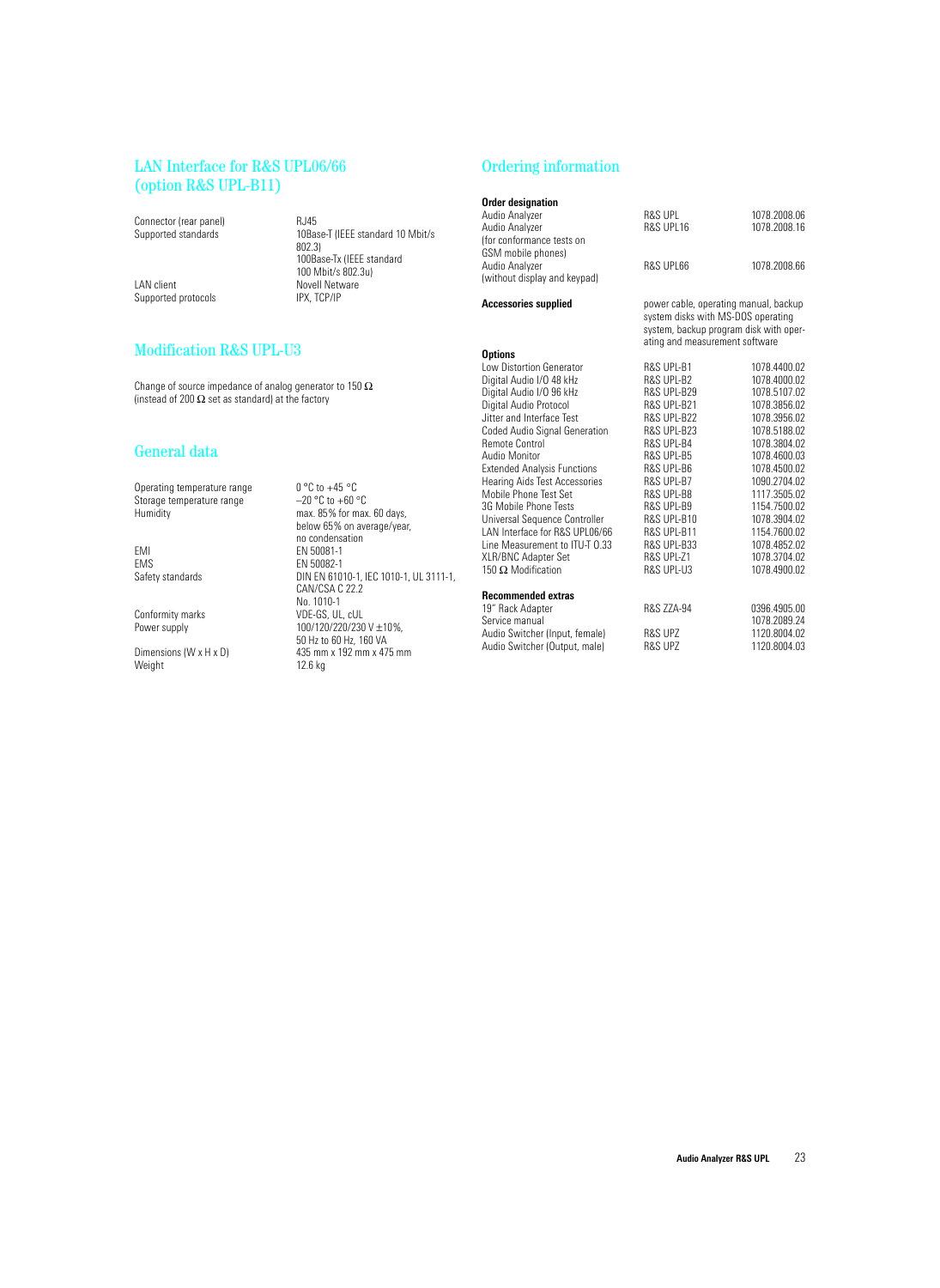## LAN Interface for R&S UPL06/66 (option R&S UPL-B11)

| | |
|---|---|
| Connector (rear panel) | RJ45 |
| Supported standards | 10Base-T (IEEE standard 10 Mbit/s 802.3)<br>100Base-Tx (IEEE standard 100 Mbit/s 802.3u) |
| LAN client | Novell Netware |
| Supported protocols | IPX, TCP/IP |

## Modification R&S UPL-U3

Change of source impedance of analog generator to 150 Ω (instead of 200 Ω set as standard) at the factory

## General data

| | |
|---|---|
| Operating temperature range | 0 °C to +45 °C |
| Storage temperature range | –20 °C to +60 °C |
| Humidity | max. 85% for max. 60 days, below 65% on average/year, no condensation |
| EMI | EN 50081-1 |
| EMS | EN 50082-1 |
| Safety standards | DIN EN 61010-1, IEC 1010-1, UL 3111-1, CAN/CSA C 22.2 No. 1010-1 |
| Conformity marks | VDE-GS, UL, cUL |
| Power supply | 100/120/220/230 V ±10%, 50 Hz to 60 Hz, 160 VA |
| Dimensions (W x H x D) | 435 mm x 192 mm x 475 mm |
| Weight | 12.6 kg |

## Ordering information

| **Order designation** | | |
|---|---|---|
| Audio Analyzer | R&S UPL | 1078.2008.06 |
| Audio Analyzer (for conformance tests on GSM mobile phones) | R&S UPL16 | 1078.2008.16 |
| Audio Analyzer (without display and keypad) | R&S UPL66 | 1078.2008.66 |
| **Accessories supplied** | power cable, operating manual, backup system disks with MS-DOS operating system, backup program disk with operating and measurement software | |
| **Options** | | |
| Low Distortion Generator | R&S UPL-B1 | 1078.4400.02 |
| Digital Audio I/O 48 kHz | R&S UPL-B2 | 1078.4000.02 |
| Digital Audio I/O 96 kHz | R&S UPL-B29 | 1078.5107.02 |
| Digital Audio Protocol | R&S UPL-B21 | 1078.3856.02 |
| Jitter and Interface Test | R&S UPL-B22 | 1078.3956.02 |
| Coded Audio Signal Generation | R&S UPL-B23 | 1078.5188.02 |
| Remote Control | R&S UPL-B4 | 1078.3804.02 |
| Audio Monitor | R&S UPL-B5 | 1078.4600.03 |
| Extended Analysis Functions | R&S UPL-B6 | 1078.4500.02 |
| Hearing Aids Test Accessories | R&S UPL-B7 | 1090.2704.02 |
| Mobile Phone Test Set | R&S UPL-B8 | 1117.3505.02 |
| 3G Mobile Phone Tests | R&S UPL-B9 | 1154.7500.02 |
| Universal Sequence Controller | R&S UPL-B10 | 1078.3904.02 |
| LAN Interface for R&S UPL06/66 | R&S UPL-B11 | 1154.7600.02 |
| Line Measurement to ITU-T O.33 | R&S UPL-B33 | 1078.4852.02 |
| XLR/BNC Adapter Set | R&S UPL-Z1 | 1078.3704.02 |
| 150 Ω Modification | R&S UPL-U3 | 1078.4900.02 |
| **Recommended extras** | | |
| 19" Rack Adapter | R&S ZZA-94 | 0396.4905.00 |
| Service manual | | 1078.2089.24 |
| Audio Switcher (Input, female) | R&S UPZ | 1120.8004.02 |
| Audio Switcher (Output, male) | R&S UPZ | 1120.8004.03 |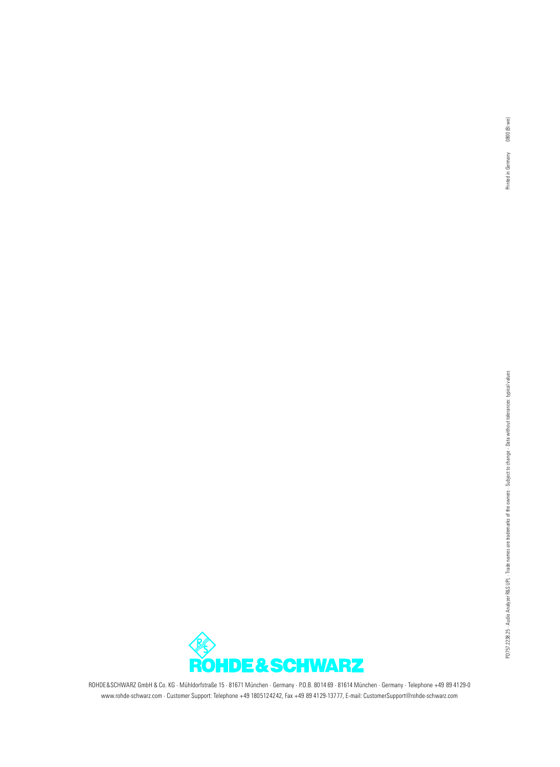ROHDE&SCHWARZ

ROHDE&SCHWARZ GmbH & Co. KG · Mühldorfstraße 15 · 81671 München · Germany · P.O.B. 80 14 69 · 81614 München · Germany · Telephone +49 89 41 29-0
www.rohde-schwarz.com · Customer Support: Telephone +49 1805124242, Fax +49 89 4129-13777, E-mail: CustomerSupport@rohde-schwarz.com

PD757.2238.25 · Audio Analyzer R&S UPL · Trade names are trademarks of the owners · Subject to change · Data without tolerances: typical values

Printed in Germany 0800 (Bi we)